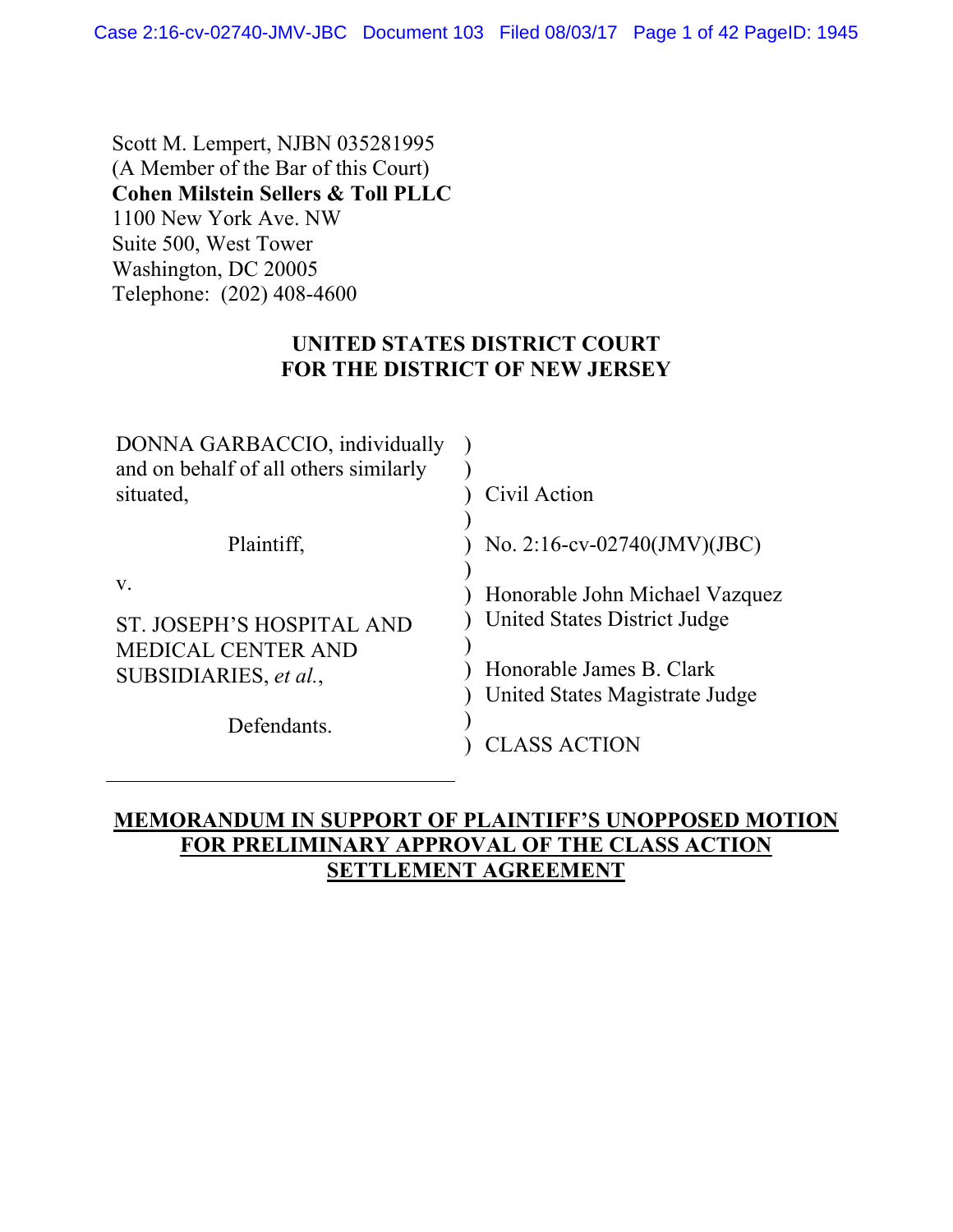Scott M. Lempert, NJBN 035281995
(A Member of the Bar of this Court)
**Cohen Milstein Sellers & Toll PLLC**
1100 New York Ave. NW
Suite 500, West Tower
Washington, DC 20005
Telephone: (202) 408-4600

**UNITED STATES DISTRICT COURT**
**FOR THE DISTRICT OF NEW JERSEY**

| | | |
|---|---|---|
| DONNA GARBACCIO, individually and on behalf of all others similarly situated, | ) | Civil Action |
| Plaintiff, | ) | No. 2:16-cv-02740(JMV)(JBC) |
| v. | ) | Honorable John Michael Vazquez United States District Judge |
| ST. JOSEPH'S HOSPITAL AND MEDICAL CENTER AND SUBSIDIARIES, *et al.*, | ) | Honorable James B. Clark United States Magistrate Judge |
| Defendants. | ) | CLASS ACTION |

**MEMORANDUM IN SUPPORT OF PLAINTIFF'S UNOPPOSED MOTION FOR PRELIMINARY APPROVAL OF THE CLASS ACTION SETTLEMENT AGREEMENT**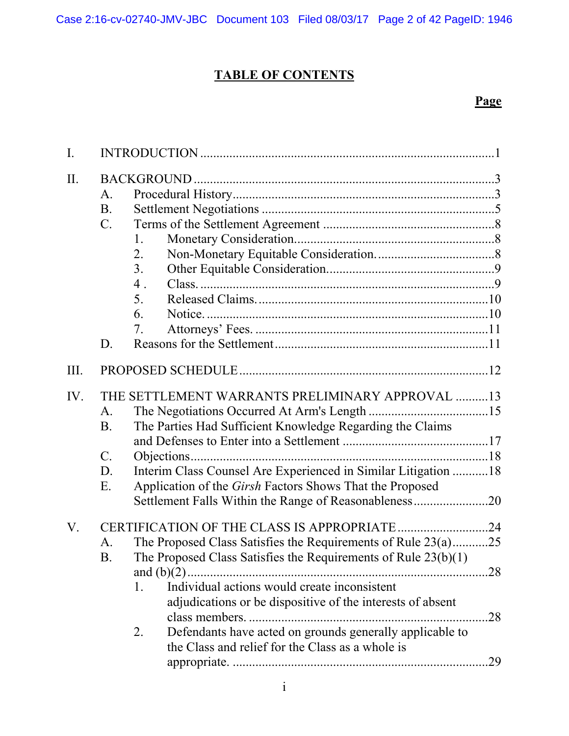# TABLE OF CONTENTS

**Page**

I. INTRODUCTION ........................................................................................1

II. BACKGROUND ..........................................................................................3
   A. Procedural History..............................................................................3
   B. Settlement Negotiations ......................................................................5
   C. Terms of the Settlement Agreement ....................................................8
      1. Monetary Consideration.............................................................8
      2. Non-Monetary Equitable Consideration....................................8
      3. Other Equitable Consideration...................................................9
      4 . Class. ..........................................................................................9
      5. Released Claims. .......................................................................10
      6. Notice. .......................................................................................10
      7. Attorneys' Fees. ........................................................................11
   D. Reasons for the Settlement .................................................................11

III. PROPOSED SCHEDULE ............................................................................12

IV. THE SETTLEMENT WARRANTS PRELIMINARY APPROVAL ..........13
   A. The Negotiations Occurred At Arm's Length .....................................15
   B. The Parties Had Sufficient Knowledge Regarding the Claims and Defenses to Enter into a Settlement .............................................17
   C. Objections...........................................................................................18
   D. Interim Class Counsel Are Experienced in Similar Litigation ...........18
   E. Application of the *Girsh* Factors Shows That the Proposed Settlement Falls Within the Range of Reasonableness.......................20

V. CERTIFICATION OF THE CLASS IS APPROPRIATE ............................24
   A. The Proposed Class Satisfies the Requirements of Rule 23(a)...........25
   B. The Proposed Class Satisfies the Requirements of Rule 23(b)(1) and (b)(2) ...........................................................................................28
      1. Individual actions would create inconsistent adjudications or be dispositive of the interests of absent class members. .........................................................................28
      2. Defendants have acted on grounds generally applicable to the Class and relief for the Class as a whole is appropriate. ..............................................................................29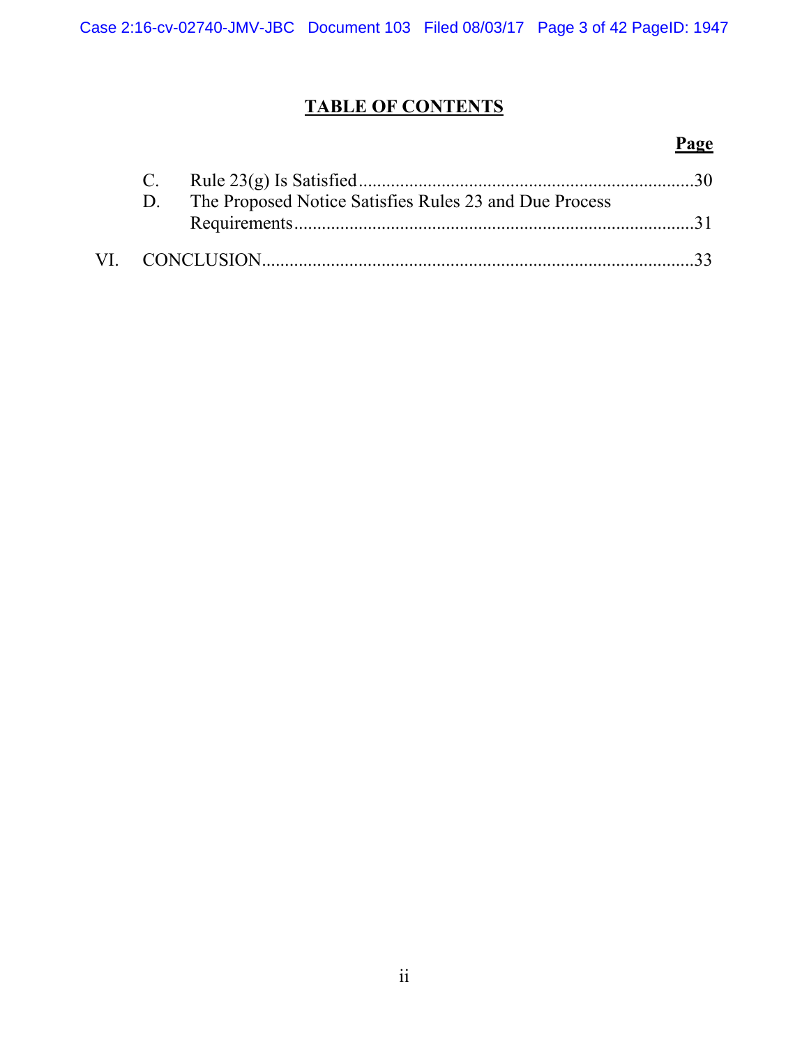## TABLE OF CONTENTS

**Page**

- C. Rule 23(g) Is Satisfied ........................................................................ 30
- D. The Proposed Notice Satisfies Rules 23 and Due Process Requirements ........................................................................ 31

VI. CONCLUSION ........................................................................ 33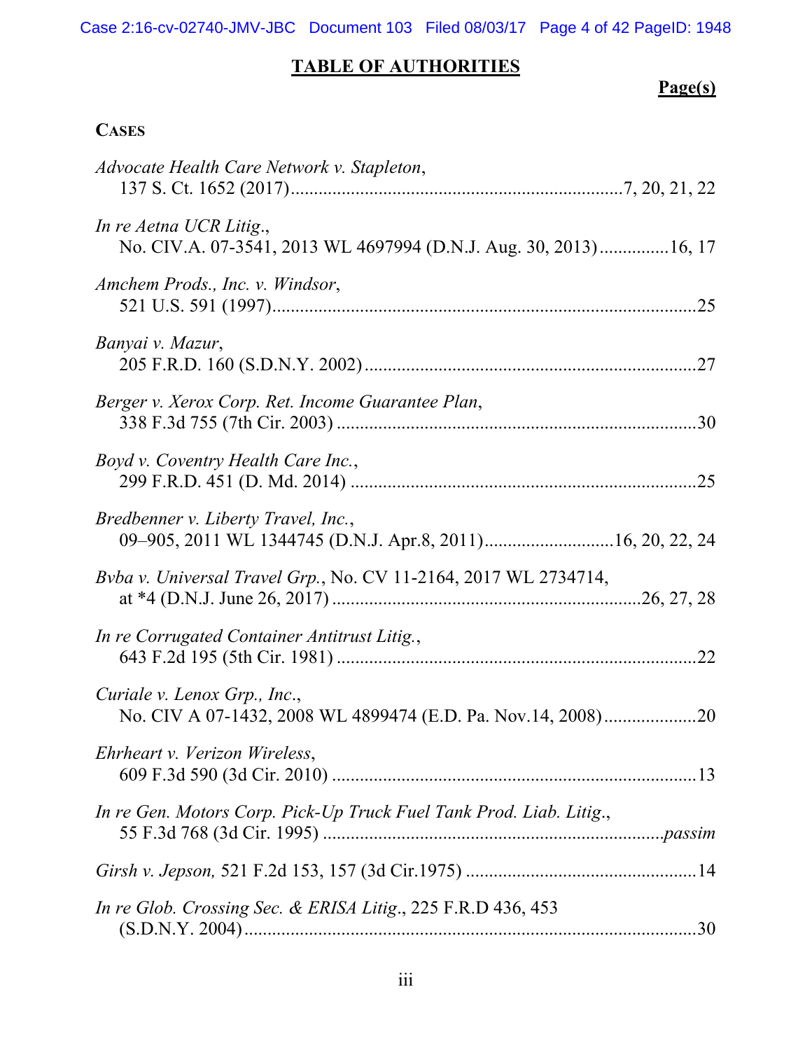# TABLE OF AUTHORITIES

**Page(s)**

**CASES**

*Advocate Health Care Network v. Stapleton*,
137 S. Ct. 1652 (2017)........................................................................7, 20, 21, 22

*In re Aetna UCR Litig*.,
No. CIV.A. 07-3541, 2013 WL 4697994 (D.N.J. Aug. 30, 2013)...............16, 17

*Amchem Prods., Inc. v. Windsor*,
521 U.S. 591 (1997)...........................................................................................25

*Banyai v. Mazur*,
205 F.R.D. 160 (S.D.N.Y. 2002).......................................................................27

*Berger v. Xerox Corp. Ret. Income Guarantee Plan*,
338 F.3d 755 (7th Cir. 2003).............................................................................30

*Boyd v. Coventry Health Care Inc.*,
299 F.R.D. 451 (D. Md. 2014)..........................................................................25

*Bredbenner v. Liberty Travel, Inc.*,
09–905, 2011 WL 1344745 (D.N.J. Apr.8, 2011)............................16, 20, 22, 24

*Bvba v. Universal Travel Grp.*, No. CV 11-2164, 2017 WL 2734714,
at *4 (D.N.J. June 26, 2017).................................................................26, 27, 28

*In re Corrugated Container Antitrust Litig.*,
643 F.2d 195 (5th Cir. 1981).............................................................................22

*Curiale v. Lenox Grp., Inc*.,
No. CIV A 07-1432, 2008 WL 4899474 (E.D. Pa. Nov.14, 2008)....................20

*Ehrheart v. Verizon Wireless*,
609 F.3d 590 (3d Cir. 2010)..............................................................................13

*In re Gen. Motors Corp. Pick-Up Truck Fuel Tank Prod. Liab. Litig.*,
55 F.3d 768 (3d Cir. 1995)........................................................................*passim*

*Girsh v. Jepson,* 521 F.2d 153, 157 (3d Cir.1975)..................................................14

*In re Glob. Crossing Sec. & ERISA Litig*., 225 F.R.D 436, 453
(S.D.N.Y. 2004)..................................................................................................30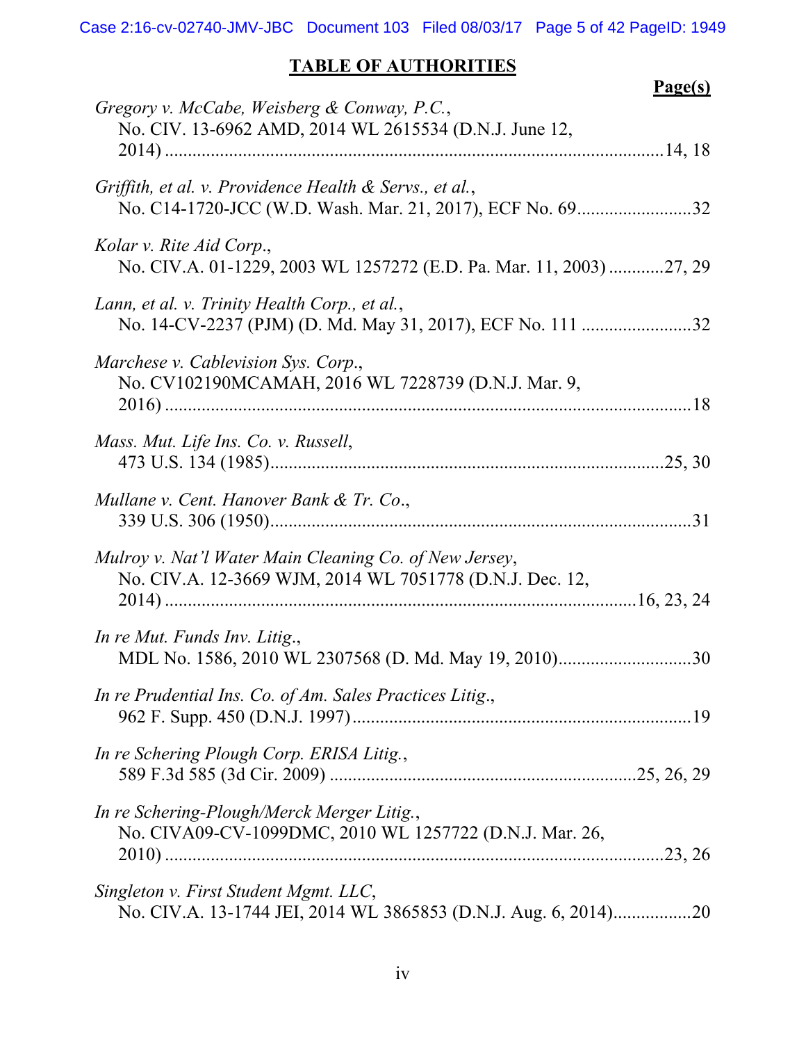## TABLE OF AUTHORITIES

**Page(s)**

*Gregory v. McCabe, Weisberg & Conway, P.C.*,
No. CIV. 13-6962 AMD, 2014 WL 2615534 (D.N.J. June 12, 2014) ............................................................................................14, 18

*Griffith, et al. v. Providence Health & Servs., et al.*,
No. C14-1720-JCC (W.D. Wash. Mar. 21, 2017), ECF No. 69.........................32

*Kolar v. Rite Aid Corp*.,
No. CIV.A. 01-1229, 2003 WL 1257272 (E.D. Pa. Mar. 11, 2003) ............27, 29

*Lann, et al. v. Trinity Health Corp., et al.*,
No. 14-CV-2237 (PJM) (D. Md. May 31, 2017), ECF No. 111 ........................32

*Marchese v. Cablevision Sys. Corp*.,
No. CV102190MCAMAH, 2016 WL 7228739 (D.N.J. Mar. 9, 2016) ....................................................................................................18

*Mass. Mut. Life Ins. Co. v. Russell*,
473 U.S. 134 (1985).....................................................................................25, 30

*Mullane v. Cent. Hanover Bank & Tr. Co*.,
339 U.S. 306 (1950)...........................................................................................31

*Mulroy v. Nat'l Water Main Cleaning Co. of New Jersey*,
No. CIV.A. 12-3669 WJM, 2014 WL 7051778 (D.N.J. Dec. 12, 2014) .....................................................................................................16, 23, 24

*In re Mut. Funds Inv. Litig*.,
MDL No. 1586, 2010 WL 2307568 (D. Md. May 19, 2010).............................30

*In re Prudential Ins. Co. of Am. Sales Practices Litig*.,
962 F. Supp. 450 (D.N.J. 1997).........................................................................19

*In re Schering Plough Corp. ERISA Litig.*,
589 F.3d 585 (3d Cir. 2009) ..................................................................25, 26, 29

*In re Schering-Plough/Merck Merger Litig.*,
No. CIVA09-CV-1099DMC, 2010 WL 1257722 (D.N.J. Mar. 26, 2010) ...........................................................................................................23, 26

*Singleton v. First Student Mgmt. LLC*,
No. CIV.A. 13-1744 JEI, 2014 WL 3865853 (D.N.J. Aug. 6, 2014).................20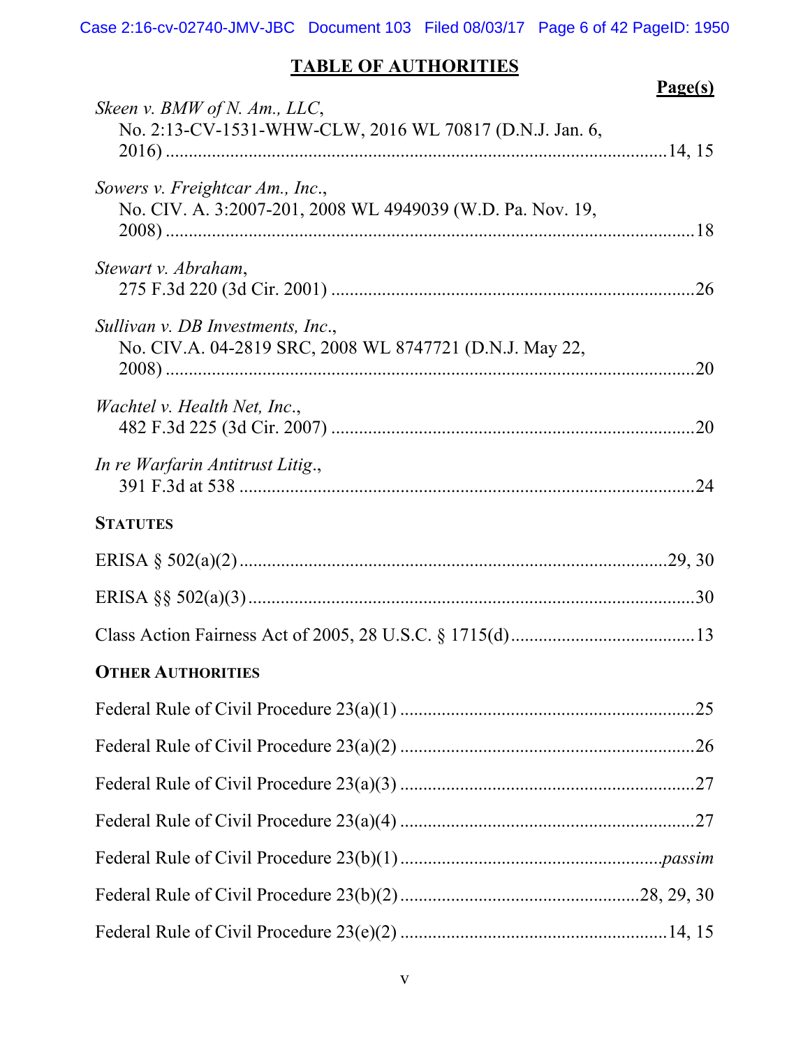## TABLE OF AUTHORITIES

**Page(s)**

*Skeen v. BMW of N. Am., LLC*,
No. 2:13-CV-1531-WHW-CLW, 2016 WL 70817 (D.N.J. Jan. 6, 2016) ....................14, 15

*Sowers v. Freightcar Am., Inc.*,
No. CIV. A. 3:2007-201, 2008 WL 4949039 (W.D. Pa. Nov. 19, 2008) ....................18

*Stewart v. Abraham*,
275 F.3d 220 (3d Cir. 2001) ....................26

*Sullivan v. DB Investments, Inc.*,
No. CIV.A. 04-2819 SRC, 2008 WL 8747721 (D.N.J. May 22, 2008) ....................20

*Wachtel v. Health Net, Inc.*,
482 F.3d 225 (3d Cir. 2007) ....................20

*In re Warfarin Antitrust Litig.*,
391 F.3d at 538 ....................24

**STATUTES**

ERISA § 502(a)(2) ....................29, 30

ERISA §§ 502(a)(3) ....................30

Class Action Fairness Act of 2005, 28 U.S.C. § 1715(d) ....................13

**OTHER AUTHORITIES**

Federal Rule of Civil Procedure 23(a)(1) ....................25

Federal Rule of Civil Procedure 23(a)(2) ....................26

Federal Rule of Civil Procedure 23(a)(3) ....................27

Federal Rule of Civil Procedure 23(a)(4) ....................27

Federal Rule of Civil Procedure 23(b)(1) ....................*passim*

Federal Rule of Civil Procedure 23(b)(2) ....................28, 29, 30

Federal Rule of Civil Procedure 23(e)(2) ....................14, 15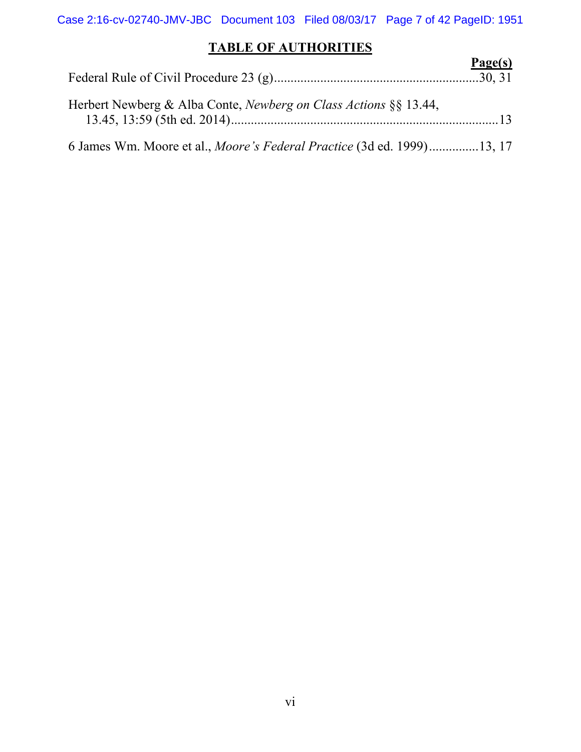## TABLE OF AUTHORITIES

**Page(s)**

Federal Rule of Civil Procedure 23 (g)............................................................30, 31

Herbert Newberg & Alba Conte, *Newberg on Class Actions* §§ 13.44, 13.45, 13:59 (5th ed. 2014)................................................................................13

6 James Wm. Moore et al., *Moore's Federal Practice* (3d ed. 1999)..............13, 17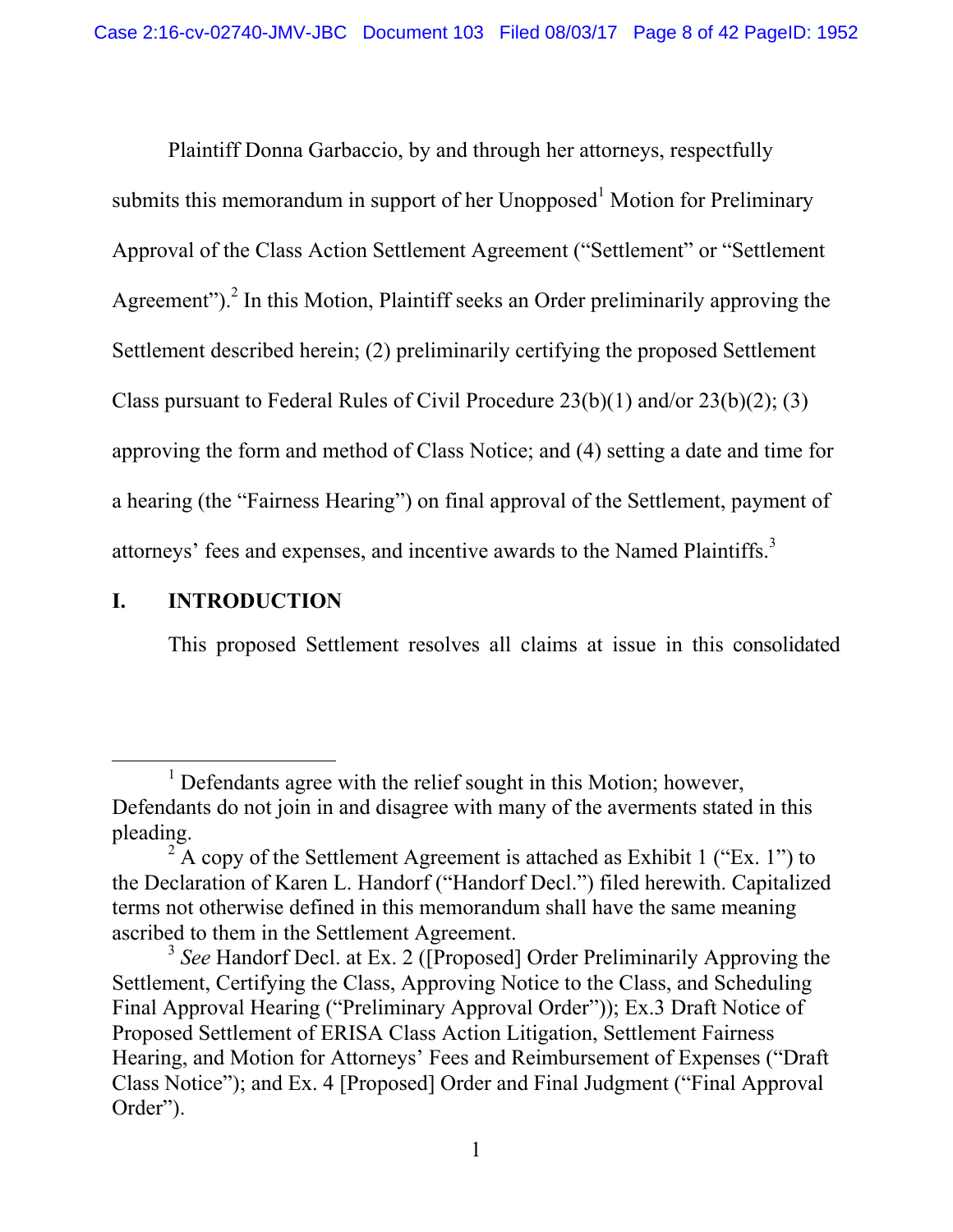Plaintiff Donna Garbaccio, by and through her attorneys, respectfully submits this memorandum in support of her Unopposed[1] Motion for Preliminary Approval of the Class Action Settlement Agreement ("Settlement" or "Settlement Agreement").[2] In this Motion, Plaintiff seeks an Order preliminarily approving the Settlement described herein; (2) preliminarily certifying the proposed Settlement Class pursuant to Federal Rules of Civil Procedure 23(b)(1) and/or 23(b)(2); (3) approving the form and method of Class Notice; and (4) setting a date and time for a hearing (the "Fairness Hearing") on final approval of the Settlement, payment of attorneys' fees and expenses, and incentive awards to the Named Plaintiffs.[3]

## I. INTRODUCTION

This proposed Settlement resolves all claims at issue in this consolidated

---

[1] Defendants agree with the relief sought in this Motion; however, Defendants do not join in and disagree with many of the averments stated in this pleading.

[2] A copy of the Settlement Agreement is attached as Exhibit 1 ("Ex. 1") to the Declaration of Karen L. Handorf ("Handorf Decl.") filed herewith. Capitalized terms not otherwise defined in this memorandum shall have the same meaning ascribed to them in the Settlement Agreement.

[3] *See* Handorf Decl. at Ex. 2 ([Proposed] Order Preliminarily Approving the Settlement, Certifying the Class, Approving Notice to the Class, and Scheduling Final Approval Hearing ("Preliminary Approval Order")); Ex.3 Draft Notice of Proposed Settlement of ERISA Class Action Litigation, Settlement Fairness Hearing, and Motion for Attorneys' Fees and Reimbursement of Expenses ("Draft Class Notice"); and Ex. 4 [Proposed] Order and Final Judgment ("Final Approval Order").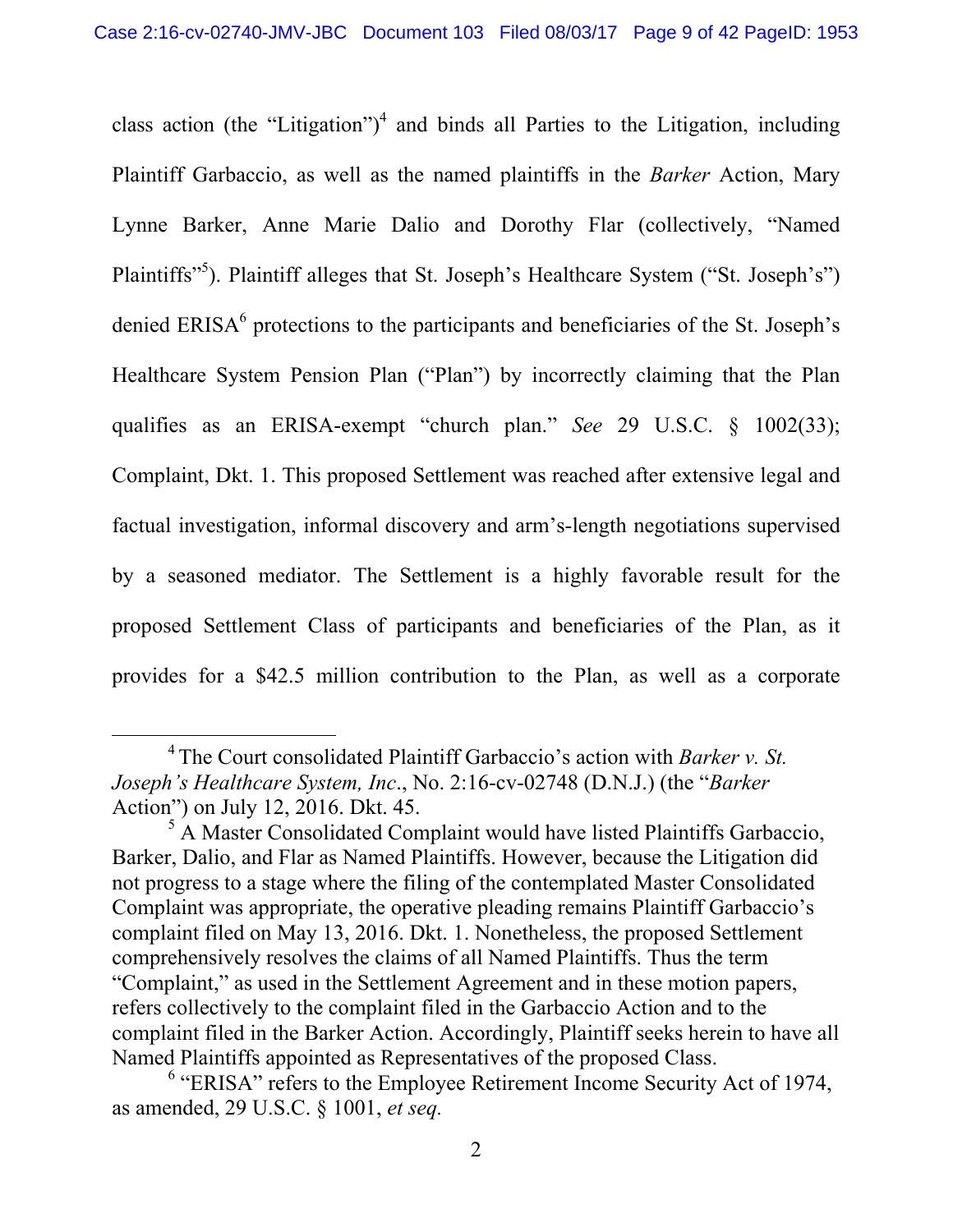class action (the "Litigation")[4] and binds all Parties to the Litigation, including Plaintiff Garbaccio, as well as the named plaintiffs in the *Barker* Action, Mary Lynne Barker, Anne Marie Dalio and Dorothy Flar (collectively, "Named Plaintiffs"[5]). Plaintiff alleges that St. Joseph's Healthcare System ("St. Joseph's") denied ERISA[6] protections to the participants and beneficiaries of the St. Joseph's Healthcare System Pension Plan ("Plan") by incorrectly claiming that the Plan qualifies as an ERISA-exempt "church plan." *See* 29 U.S.C. § 1002(33); Complaint, Dkt. 1. This proposed Settlement was reached after extensive legal and factual investigation, informal discovery and arm's-length negotiations supervised by a seasoned mediator. The Settlement is a highly favorable result for the proposed Settlement Class of participants and beneficiaries of the Plan, as it provides for a $42.5 million contribution to the Plan, as well as a corporate

---

[4] The Court consolidated Plaintiff Garbaccio's action with *Barker v. St. Joseph's Healthcare System, Inc*., No. 2:16-cv-02748 (D.N.J.) (the "*Barker* Action") on July 12, 2016. Dkt. 45.

[5] A Master Consolidated Complaint would have listed Plaintiffs Garbaccio, Barker, Dalio, and Flar as Named Plaintiffs. However, because the Litigation did not progress to a stage where the filing of the contemplated Master Consolidated Complaint was appropriate, the operative pleading remains Plaintiff Garbaccio's complaint filed on May 13, 2016. Dkt. 1. Nonetheless, the proposed Settlement comprehensively resolves the claims of all Named Plaintiffs. Thus the term "Complaint," as used in the Settlement Agreement and in these motion papers, refers collectively to the complaint filed in the Garbaccio Action and to the complaint filed in the Barker Action. Accordingly, Plaintiff seeks herein to have all Named Plaintiffs appointed as Representatives of the proposed Class.

[6] "ERISA" refers to the Employee Retirement Income Security Act of 1974, as amended, 29 U.S.C. § 1001, *et seq.*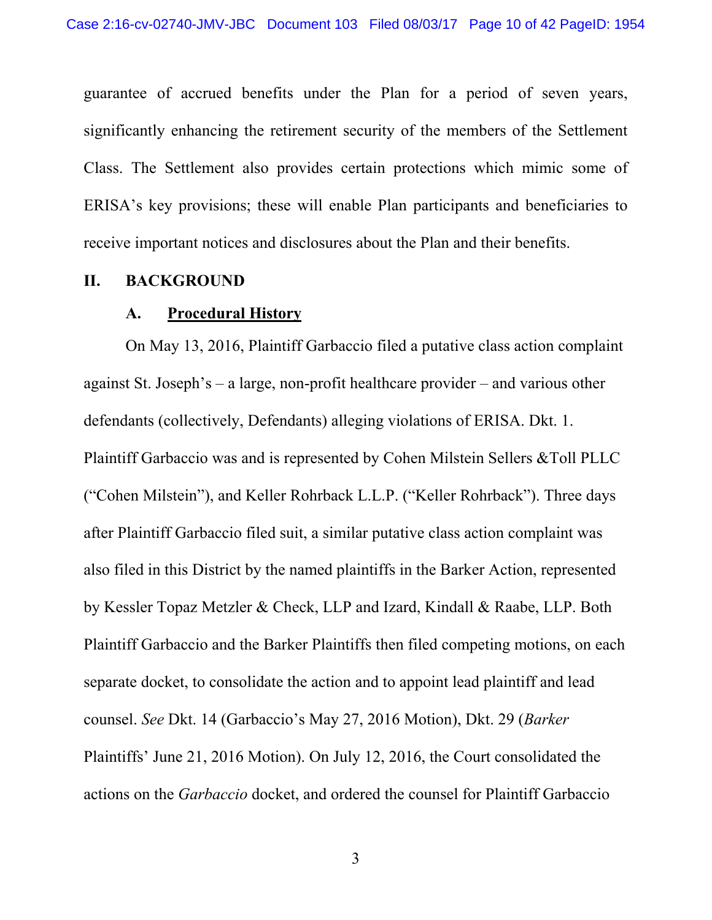guarantee of accrued benefits under the Plan for a period of seven years, significantly enhancing the retirement security of the members of the Settlement Class. The Settlement also provides certain protections which mimic some of ERISA's key provisions; these will enable Plan participants and beneficiaries to receive important notices and disclosures about the Plan and their benefits.

## II. BACKGROUND

### A. Procedural History

On May 13, 2016, Plaintiff Garbaccio filed a putative class action complaint against St. Joseph's – a large, non-profit healthcare provider – and various other defendants (collectively, Defendants) alleging violations of ERISA. Dkt. 1. Plaintiff Garbaccio was and is represented by Cohen Milstein Sellers &Toll PLLC ("Cohen Milstein"), and Keller Rohrback L.L.P. ("Keller Rohrback"). Three days after Plaintiff Garbaccio filed suit, a similar putative class action complaint was also filed in this District by the named plaintiffs in the Barker Action, represented by Kessler Topaz Metzler & Check, LLP and Izard, Kindall & Raabe, LLP. Both Plaintiff Garbaccio and the Barker Plaintiffs then filed competing motions, on each separate docket, to consolidate the action and to appoint lead plaintiff and lead counsel. *See* Dkt. 14 (Garbaccio's May 27, 2016 Motion), Dkt. 29 (*Barker* Plaintiffs' June 21, 2016 Motion). On July 12, 2016, the Court consolidated the actions on the *Garbaccio* docket, and ordered the counsel for Plaintiff Garbaccio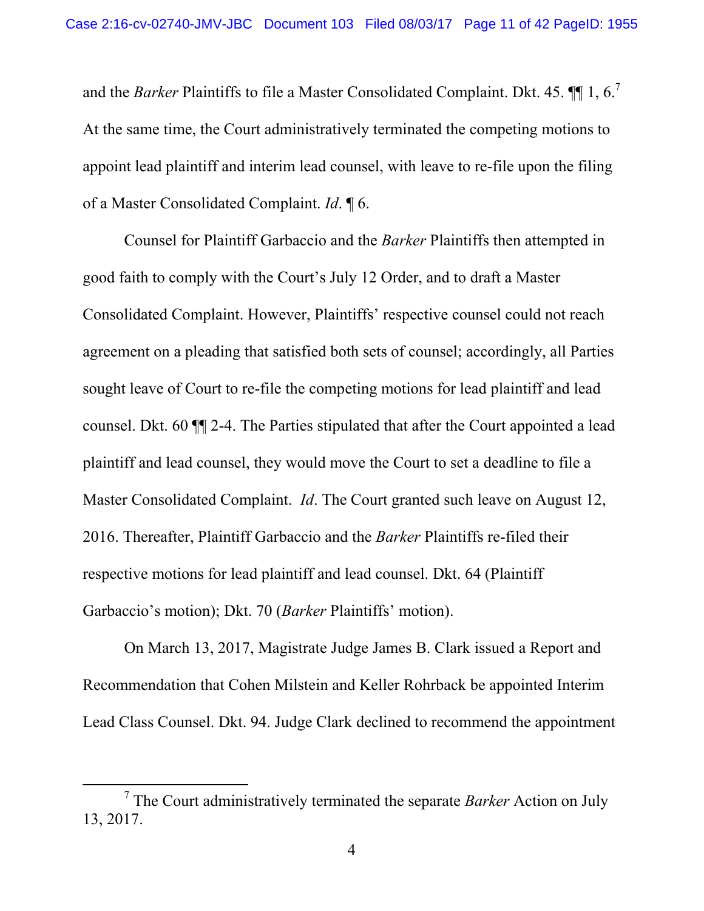and the *Barker* Plaintiffs to file a Master Consolidated Complaint. Dkt. 45. ¶¶ 1, 6.[7] At the same time, the Court administratively terminated the competing motions to appoint lead plaintiff and interim lead counsel, with leave to re-file upon the filing of a Master Consolidated Complaint. *Id*. ¶ 6.

Counsel for Plaintiff Garbaccio and the *Barker* Plaintiffs then attempted in good faith to comply with the Court's July 12 Order, and to draft a Master Consolidated Complaint. However, Plaintiffs' respective counsel could not reach agreement on a pleading that satisfied both sets of counsel; accordingly, all Parties sought leave of Court to re-file the competing motions for lead plaintiff and lead counsel. Dkt. 60 ¶¶ 2-4. The Parties stipulated that after the Court appointed a lead plaintiff and lead counsel, they would move the Court to set a deadline to file a Master Consolidated Complaint. *Id*. The Court granted such leave on August 12, 2016. Thereafter, Plaintiff Garbaccio and the *Barker* Plaintiffs re-filed their respective motions for lead plaintiff and lead counsel. Dkt. 64 (Plaintiff Garbaccio's motion); Dkt. 70 (*Barker* Plaintiffs' motion).

On March 13, 2017, Magistrate Judge James B. Clark issued a Report and Recommendation that Cohen Milstein and Keller Rohrback be appointed Interim Lead Class Counsel. Dkt. 94. Judge Clark declined to recommend the appointment

[7] The Court administratively terminated the separate *Barker* Action on July 13, 2017.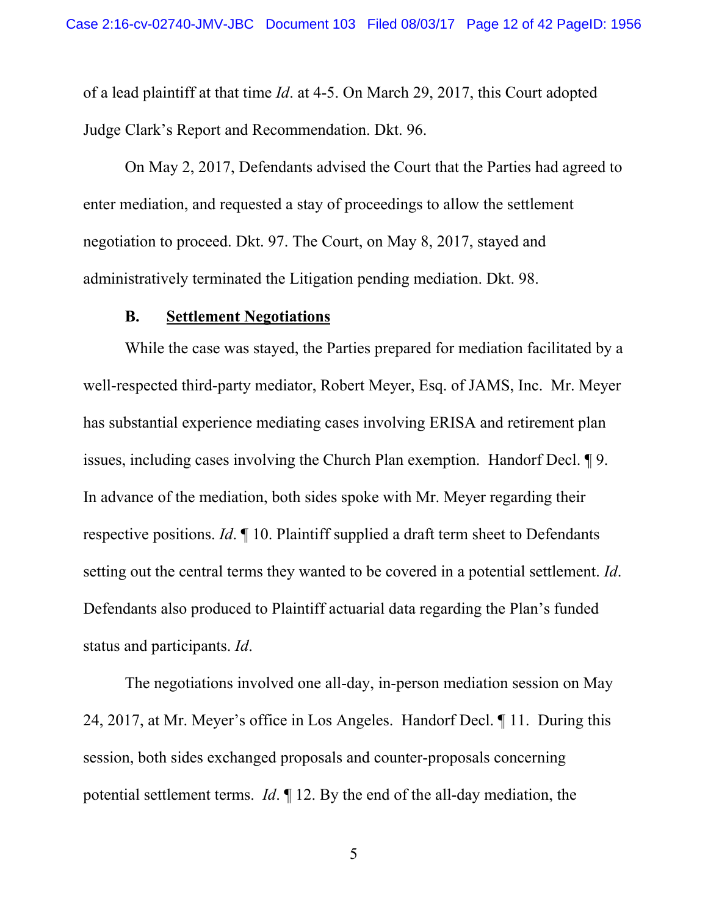of a lead plaintiff at that time *Id*. at 4-5. On March 29, 2017, this Court adopted Judge Clark's Report and Recommendation. Dkt. 96.

On May 2, 2017, Defendants advised the Court that the Parties had agreed to enter mediation, and requested a stay of proceedings to allow the settlement negotiation to proceed. Dkt. 97. The Court, on May 8, 2017, stayed and administratively terminated the Litigation pending mediation. Dkt. 98.

### B. <u>Settlement Negotiations</u>

While the case was stayed, the Parties prepared for mediation facilitated by a well-respected third-party mediator, Robert Meyer, Esq. of JAMS, Inc. Mr. Meyer has substantial experience mediating cases involving ERISA and retirement plan issues, including cases involving the Church Plan exemption. Handorf Decl. ¶ 9. In advance of the mediation, both sides spoke with Mr. Meyer regarding their respective positions. *Id*. ¶ 10. Plaintiff supplied a draft term sheet to Defendants setting out the central terms they wanted to be covered in a potential settlement. *Id*. Defendants also produced to Plaintiff actuarial data regarding the Plan's funded status and participants. *Id*.

The negotiations involved one all-day, in-person mediation session on May 24, 2017, at Mr. Meyer's office in Los Angeles. Handorf Decl. ¶ 11. During this session, both sides exchanged proposals and counter-proposals concerning potential settlement terms. *Id*. ¶ 12. By the end of the all-day mediation, the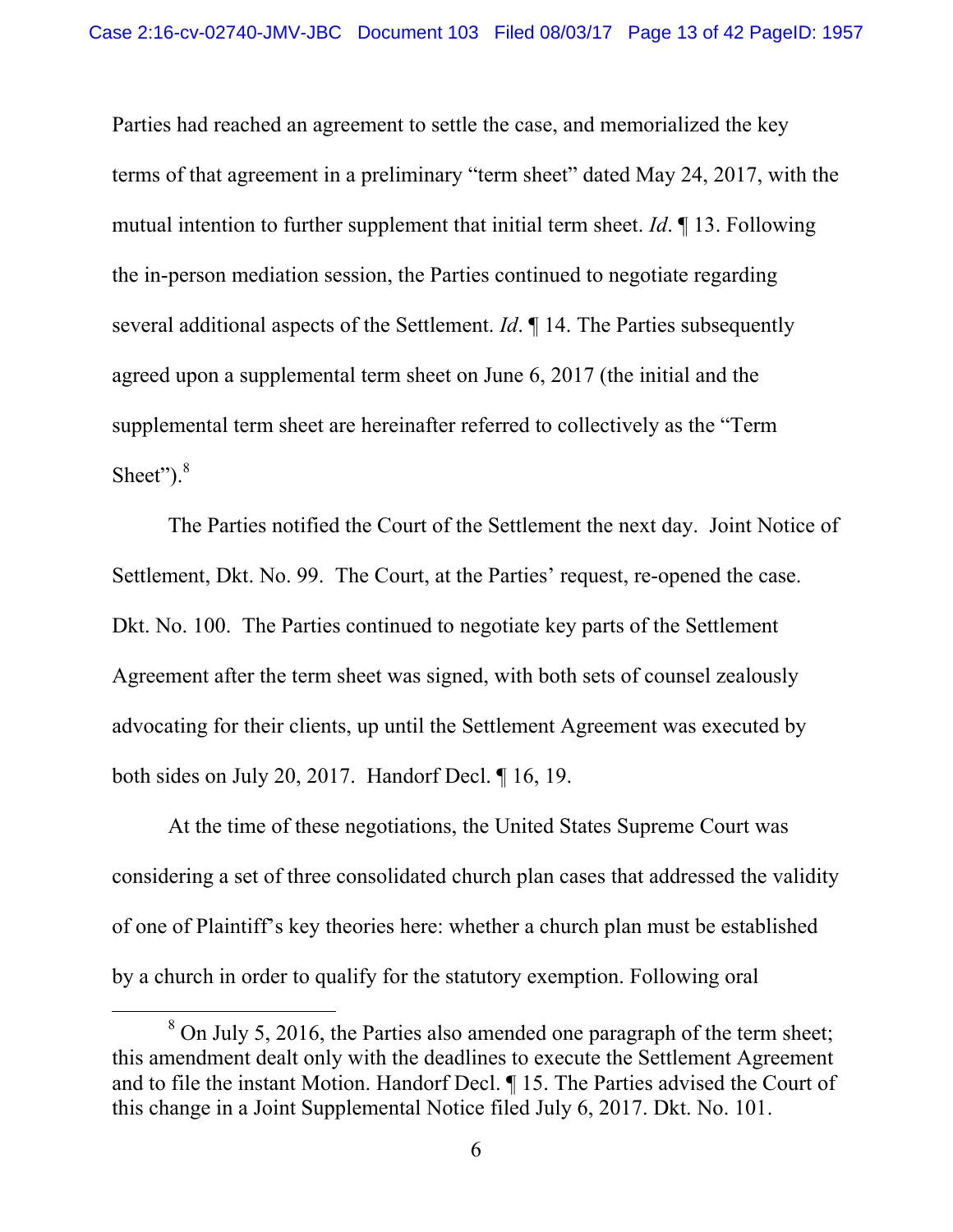Parties had reached an agreement to settle the case, and memorialized the key terms of that agreement in a preliminary "term sheet" dated May 24, 2017, with the mutual intention to further supplement that initial term sheet. *Id*. ¶ 13. Following the in-person mediation session, the Parties continued to negotiate regarding several additional aspects of the Settlement. *Id*. ¶ 14. The Parties subsequently agreed upon a supplemental term sheet on June 6, 2017 (the initial and the supplemental term sheet are hereinafter referred to collectively as the "Term Sheet").[8]

The Parties notified the Court of the Settlement the next day. Joint Notice of Settlement, Dkt. No. 99. The Court, at the Parties' request, re-opened the case. Dkt. No. 100. The Parties continued to negotiate key parts of the Settlement Agreement after the term sheet was signed, with both sets of counsel zealously advocating for their clients, up until the Settlement Agreement was executed by both sides on July 20, 2017. Handorf Decl. ¶ 16, 19.

At the time of these negotiations, the United States Supreme Court was considering a set of three consolidated church plan cases that addressed the validity of one of Plaintiff's key theories here: whether a church plan must be established by a church in order to qualify for the statutory exemption. Following oral

---

[8] On July 5, 2016, the Parties also amended one paragraph of the term sheet; this amendment dealt only with the deadlines to execute the Settlement Agreement and to file the instant Motion. Handorf Decl. ¶ 15. The Parties advised the Court of this change in a Joint Supplemental Notice filed July 6, 2017. Dkt. No. 101.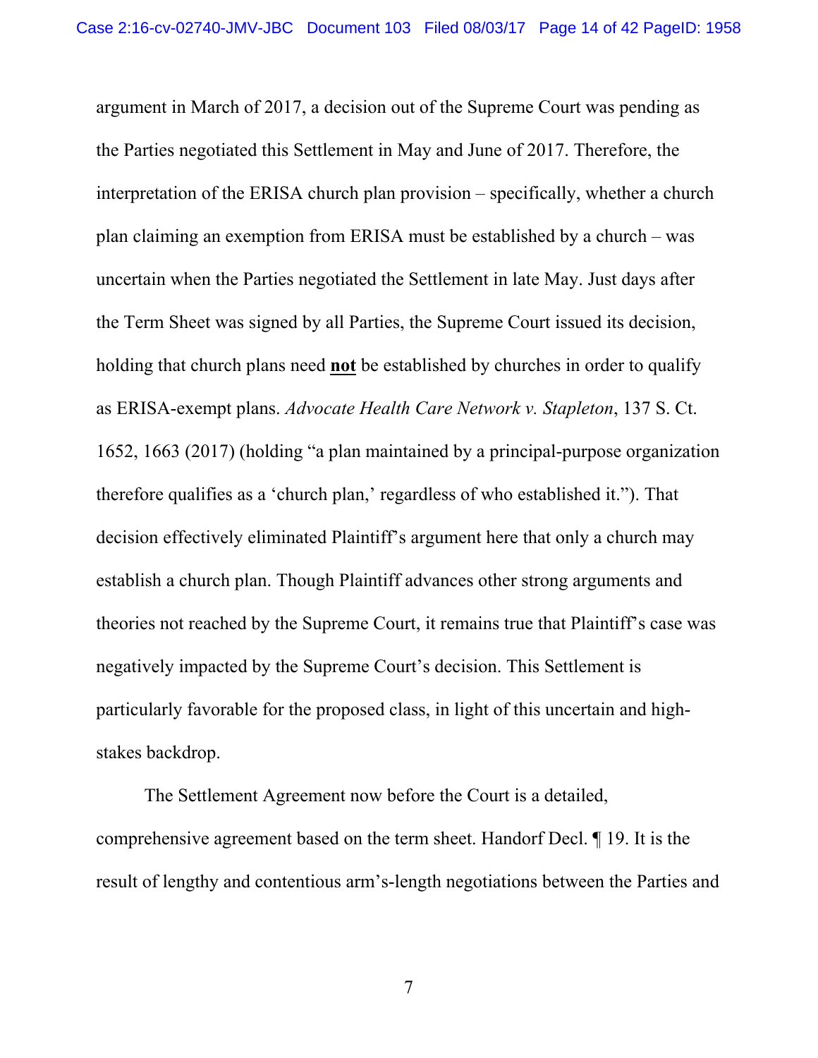argument in March of 2017, a decision out of the Supreme Court was pending as the Parties negotiated this Settlement in May and June of 2017. Therefore, the interpretation of the ERISA church plan provision – specifically, whether a church plan claiming an exemption from ERISA must be established by a church – was uncertain when the Parties negotiated the Settlement in late May. Just days after the Term Sheet was signed by all Parties, the Supreme Court issued its decision, holding that church plans need **not** be established by churches in order to qualify as ERISA-exempt plans. *Advocate Health Care Network v. Stapleton*, 137 S. Ct. 1652, 1663 (2017) (holding "a plan maintained by a principal-purpose organization therefore qualifies as a 'church plan,' regardless of who established it."). That decision effectively eliminated Plaintiff's argument here that only a church may establish a church plan. Though Plaintiff advances other strong arguments and theories not reached by the Supreme Court, it remains true that Plaintiff's case was negatively impacted by the Supreme Court's decision. This Settlement is particularly favorable for the proposed class, in light of this uncertain and high-stakes backdrop.

The Settlement Agreement now before the Court is a detailed, comprehensive agreement based on the term sheet. Handorf Decl. ¶ 19. It is the result of lengthy and contentious arm's-length negotiations between the Parties and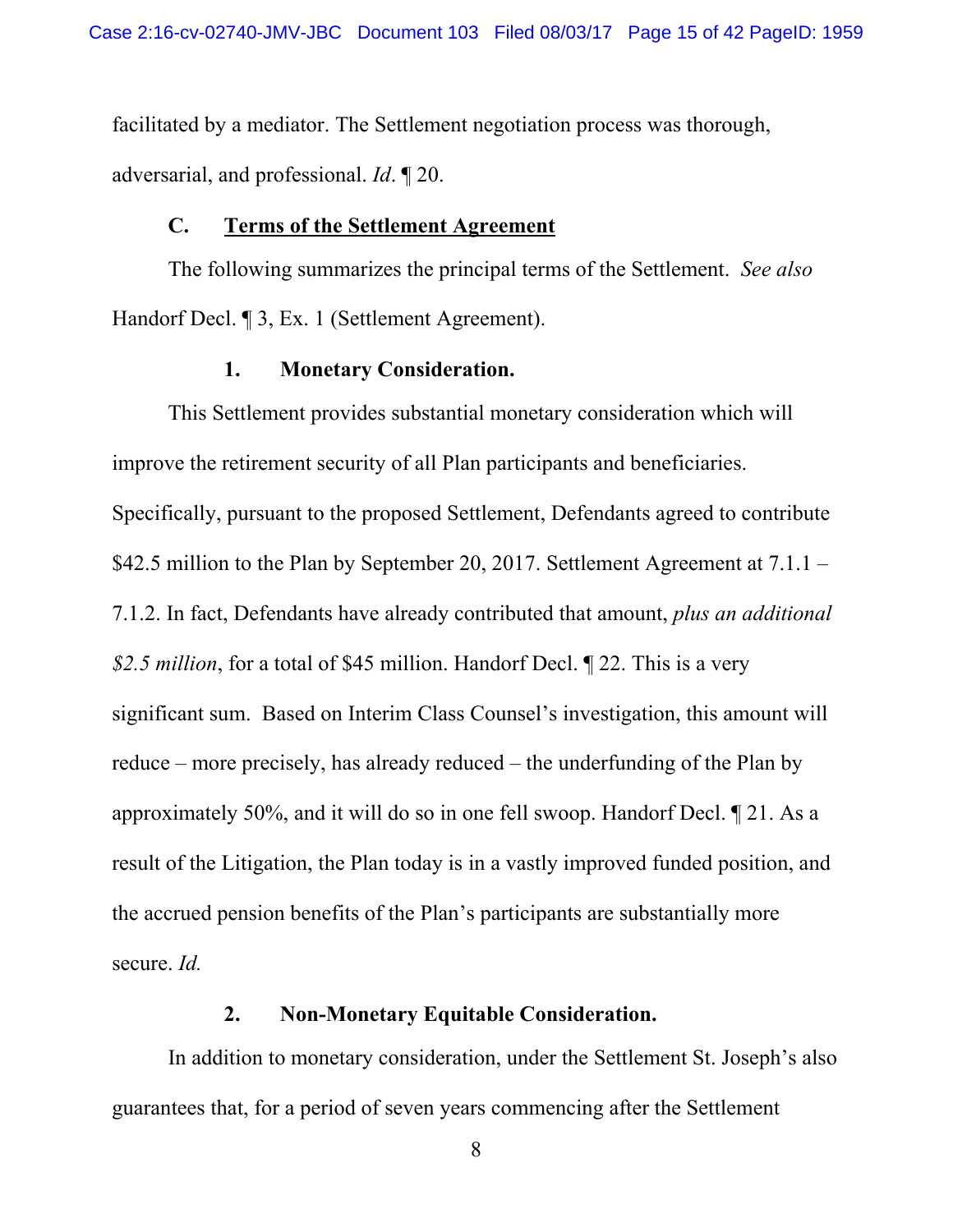facilitated by a mediator. The Settlement negotiation process was thorough, adversarial, and professional. *Id*. ¶ 20.

### C. Terms of the Settlement Agreement

The following summarizes the principal terms of the Settlement. *See also* Handorf Decl. ¶ 3, Ex. 1 (Settlement Agreement).

#### 1. Monetary Consideration.

This Settlement provides substantial monetary consideration which will improve the retirement security of all Plan participants and beneficiaries. Specifically, pursuant to the proposed Settlement, Defendants agreed to contribute $42.5 million to the Plan by September 20, 2017. Settlement Agreement at 7.1.1 – 7.1.2. In fact, Defendants have already contributed that amount, *plus an additional $2.5 million*, for a total of $45 million. Handorf Decl. ¶ 22. This is a very significant sum. Based on Interim Class Counsel's investigation, this amount will reduce – more precisely, has already reduced – the underfunding of the Plan by approximately 50%, and it will do so in one fell swoop. Handorf Decl. ¶ 21. As a result of the Litigation, the Plan today is in a vastly improved funded position, and the accrued pension benefits of the Plan's participants are substantially more secure. *Id.*

#### 2. Non-Monetary Equitable Consideration.

In addition to monetary consideration, under the Settlement St. Joseph's also guarantees that, for a period of seven years commencing after the Settlement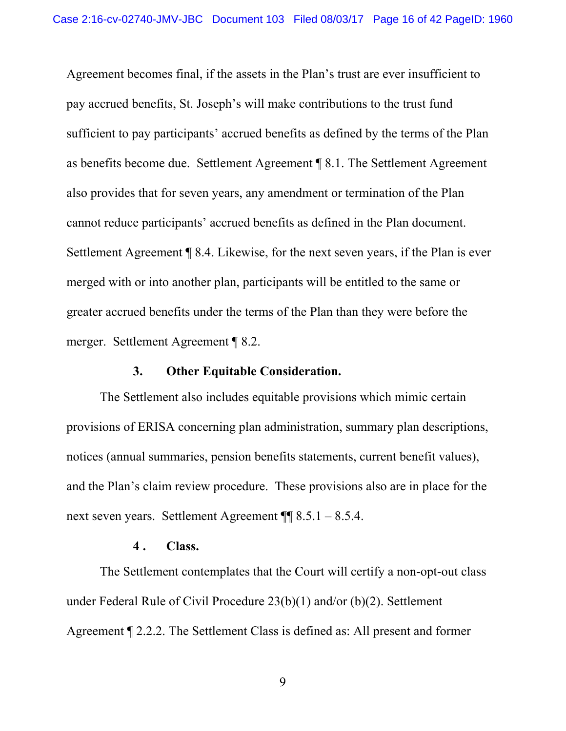Agreement becomes final, if the assets in the Plan's trust are ever insufficient to pay accrued benefits, St. Joseph's will make contributions to the trust fund sufficient to pay participants' accrued benefits as defined by the terms of the Plan as benefits become due. Settlement Agreement ¶ 8.1. The Settlement Agreement also provides that for seven years, any amendment or termination of the Plan cannot reduce participants' accrued benefits as defined in the Plan document. Settlement Agreement ¶ 8.4. Likewise, for the next seven years, if the Plan is ever merged with or into another plan, participants will be entitled to the same or greater accrued benefits under the terms of the Plan than they were before the merger. Settlement Agreement ¶ 8.2.

**3. Other Equitable Consideration.**

The Settlement also includes equitable provisions which mimic certain provisions of ERISA concerning plan administration, summary plan descriptions, notices (annual summaries, pension benefits statements, current benefit values), and the Plan's claim review procedure. These provisions also are in place for the next seven years. Settlement Agreement ¶¶ 8.5.1 – 8.5.4.

**4. Class.**

The Settlement contemplates that the Court will certify a non-opt-out class under Federal Rule of Civil Procedure 23(b)(1) and/or (b)(2). Settlement Agreement ¶ 2.2.2. The Settlement Class is defined as: All present and former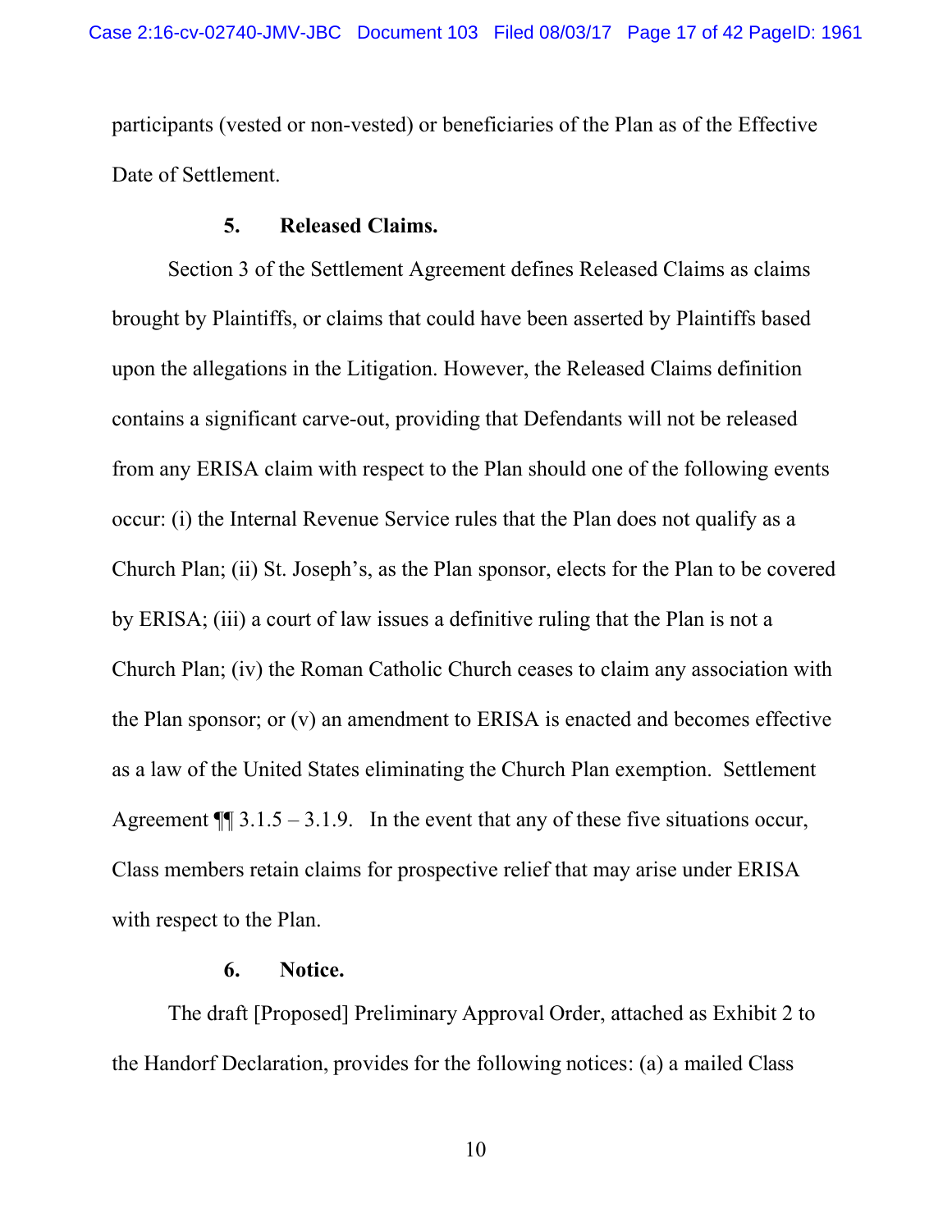participants (vested or non-vested) or beneficiaries of the Plan as of the Effective Date of Settlement.

**5. Released Claims.**

Section 3 of the Settlement Agreement defines Released Claims as claims brought by Plaintiffs, or claims that could have been asserted by Plaintiffs based upon the allegations in the Litigation. However, the Released Claims definition contains a significant carve-out, providing that Defendants will not be released from any ERISA claim with respect to the Plan should one of the following events occur: (i) the Internal Revenue Service rules that the Plan does not qualify as a Church Plan; (ii) St. Joseph's, as the Plan sponsor, elects for the Plan to be covered by ERISA; (iii) a court of law issues a definitive ruling that the Plan is not a Church Plan; (iv) the Roman Catholic Church ceases to claim any association with the Plan sponsor; or (v) an amendment to ERISA is enacted and becomes effective as a law of the United States eliminating the Church Plan exemption. Settlement Agreement ¶¶ 3.1.5 – 3.1.9. In the event that any of these five situations occur, Class members retain claims for prospective relief that may arise under ERISA with respect to the Plan.

**6. Notice.**

The draft [Proposed] Preliminary Approval Order, attached as Exhibit 2 to the Handorf Declaration, provides for the following notices: (a) a mailed Class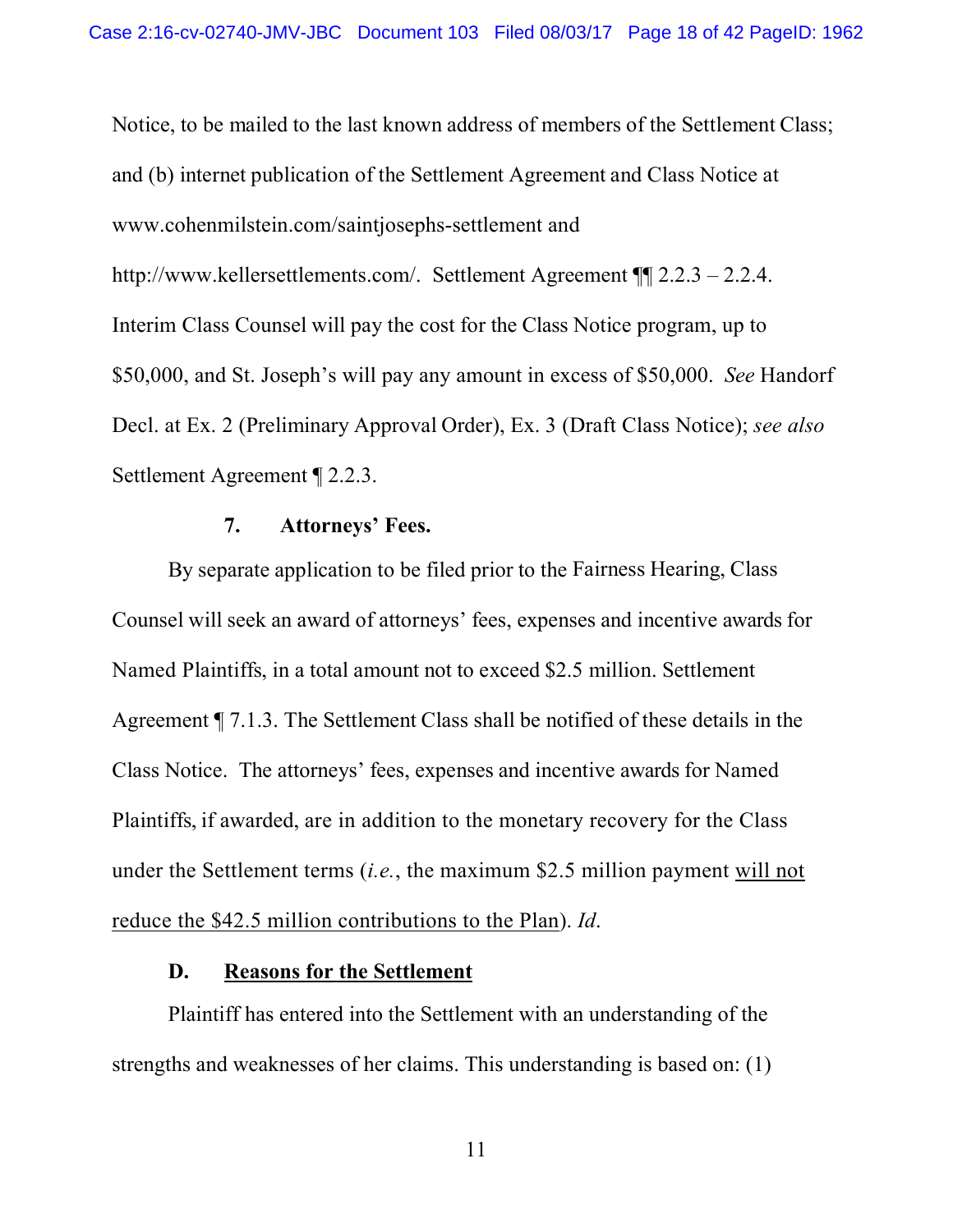Notice, to be mailed to the last known address of members of the Settlement Class; and (b) internet publication of the Settlement Agreement and Class Notice at www.cohenmilstein.com/saintjosephs-settlement and http://www.kellersettlements.com/. Settlement Agreement ¶¶ 2.2.3 – 2.2.4. Interim Class Counsel will pay the cost for the Class Notice program, up to $50,000, and St. Joseph's will pay any amount in excess of $50,000. *See* Handorf Decl. at Ex. 2 (Preliminary Approval Order), Ex. 3 (Draft Class Notice); *see also* Settlement Agreement ¶ 2.2.3.

**7. Attorneys' Fees.**

By separate application to be filed prior to the Fairness Hearing, Class Counsel will seek an award of attorneys' fees, expenses and incentive awards for Named Plaintiffs, in a total amount not to exceed $2.5 million. Settlement Agreement ¶ 7.1.3. The Settlement Class shall be notified of these details in the Class Notice. The attorneys' fees, expenses and incentive awards for Named Plaintiffs, if awarded, are in addition to the monetary recovery for the Class under the Settlement terms (*i.e.*, the maximum $2.5 million payment <u>will not reduce the $42.5 million contributions to the Plan</u>). *Id.*

### D. <u>Reasons for the Settlement</u>

Plaintiff has entered into the Settlement with an understanding of the strengths and weaknesses of her claims. This understanding is based on: (1)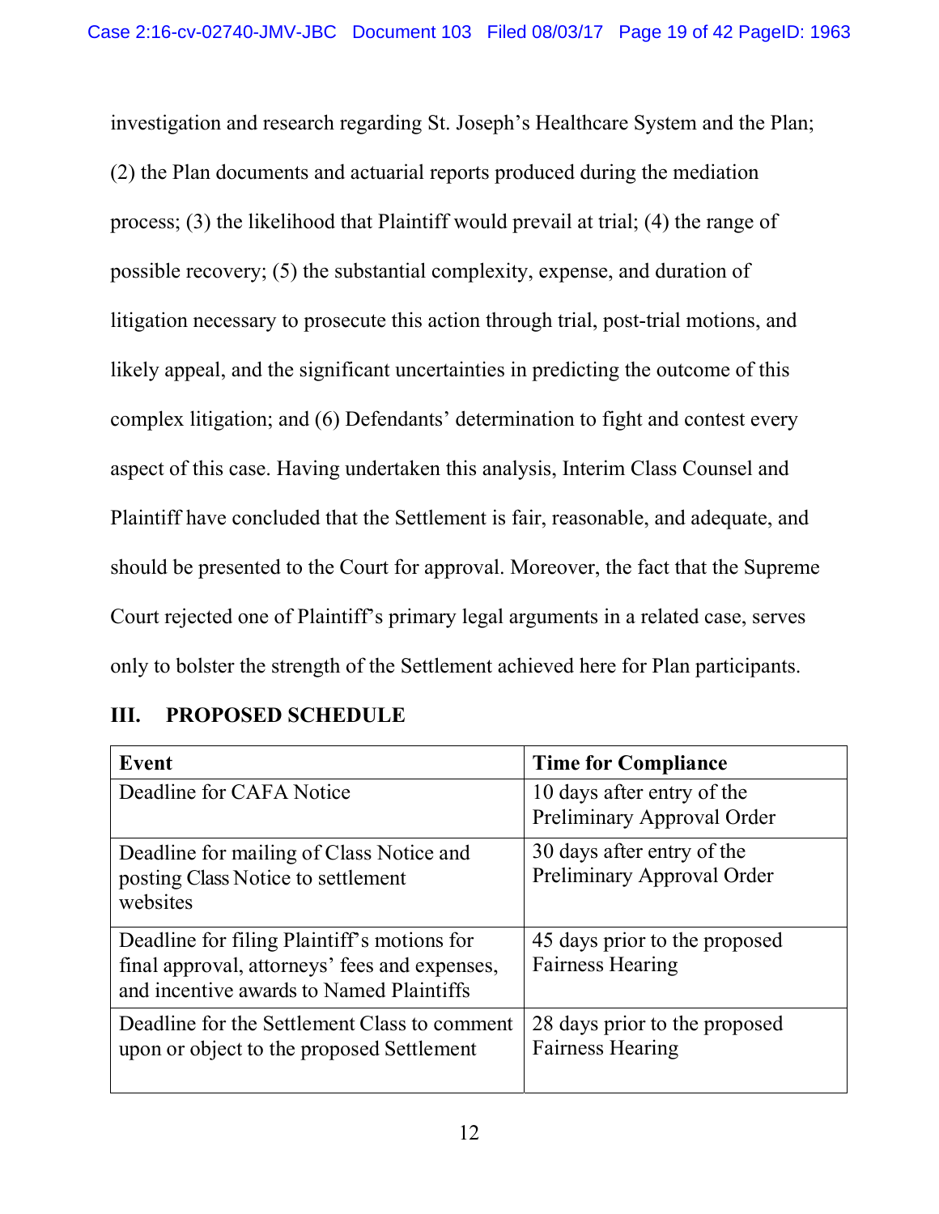investigation and research regarding St. Joseph's Healthcare System and the Plan; (2) the Plan documents and actuarial reports produced during the mediation process; (3) the likelihood that Plaintiff would prevail at trial; (4) the range of possible recovery; (5) the substantial complexity, expense, and duration of litigation necessary to prosecute this action through trial, post-trial motions, and likely appeal, and the significant uncertainties in predicting the outcome of this complex litigation; and (6) Defendants' determination to fight and contest every aspect of this case. Having undertaken this analysis, Interim Class Counsel and Plaintiff have concluded that the Settlement is fair, reasonable, and adequate, and should be presented to the Court for approval. Moreover, the fact that the Supreme Court rejected one of Plaintiff's primary legal arguments in a related case, serves only to bolster the strength of the Settlement achieved here for Plan participants.

## III. PROPOSED SCHEDULE

| Event | Time for Compliance |
|---|---|
| Deadline for CAFA Notice | 10 days after entry of the Preliminary Approval Order |
| Deadline for mailing of Class Notice and posting Class Notice to settlement websites | 30 days after entry of the Preliminary Approval Order |
| Deadline for filing Plaintiff's motions for final approval, attorneys' fees and expenses, and incentive awards to Named Plaintiffs | 45 days prior to the proposed Fairness Hearing |
| Deadline for the Settlement Class to comment upon or object to the proposed Settlement | 28 days prior to the proposed Fairness Hearing |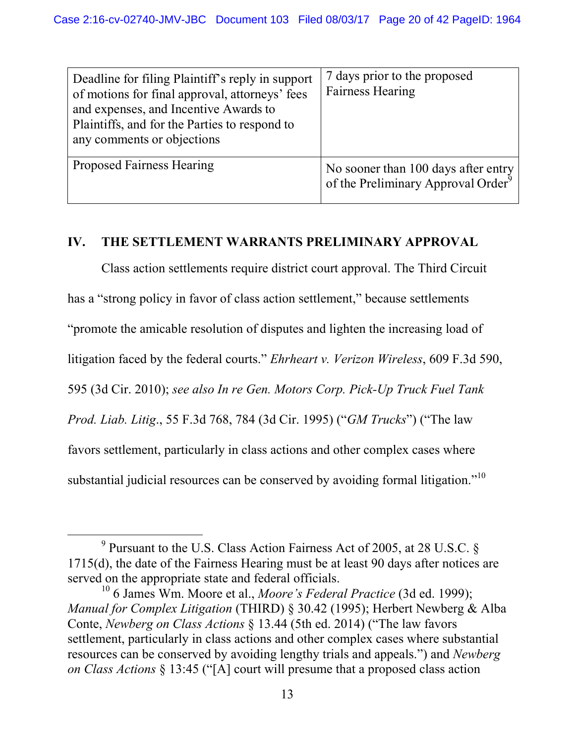| | |
|---|---|
| Deadline for filing Plaintiff's reply in support of motions for final approval, attorneys' fees and expenses, and Incentive Awards to Plaintiffs, and for the Parties to respond to any comments or objections | 7 days prior to the proposed Fairness Hearing |
| Proposed Fairness Hearing | No sooner than 100 days after entry of the Preliminary Approval Order[9] |

## IV. THE SETTLEMENT WARRANTS PRELIMINARY APPROVAL

Class action settlements require district court approval. The Third Circuit has a "strong policy in favor of class action settlement," because settlements "promote the amicable resolution of disputes and lighten the increasing load of litigation faced by the federal courts." *Ehrheart v. Verizon Wireless*, 609 F.3d 590, 595 (3d Cir. 2010); *see also In re Gen. Motors Corp. Pick-Up Truck Fuel Tank Prod. Liab. Litig*., 55 F.3d 768, 784 (3d Cir. 1995) ("*GM Trucks*") ("The law favors settlement, particularly in class actions and other complex cases where substantial judicial resources can be conserved by avoiding formal litigation."[10]

---

[9] Pursuant to the U.S. Class Action Fairness Act of 2005, at 28 U.S.C. § 1715(d), the date of the Fairness Hearing must be at least 90 days after notices are served on the appropriate state and federal officials.

[10] 6 James Wm. Moore et al., *Moore's Federal Practice* (3d ed. 1999); *Manual for Complex Litigation* (THIRD) § 30.42 (1995); Herbert Newberg & Alba Conte, *Newberg on Class Actions* § 13.44 (5th ed. 2014) ("The law favors settlement, particularly in class actions and other complex cases where substantial resources can be conserved by avoiding lengthy trials and appeals.") and *Newberg on Class Actions* § 13:45 ("[A] court will presume that a proposed class action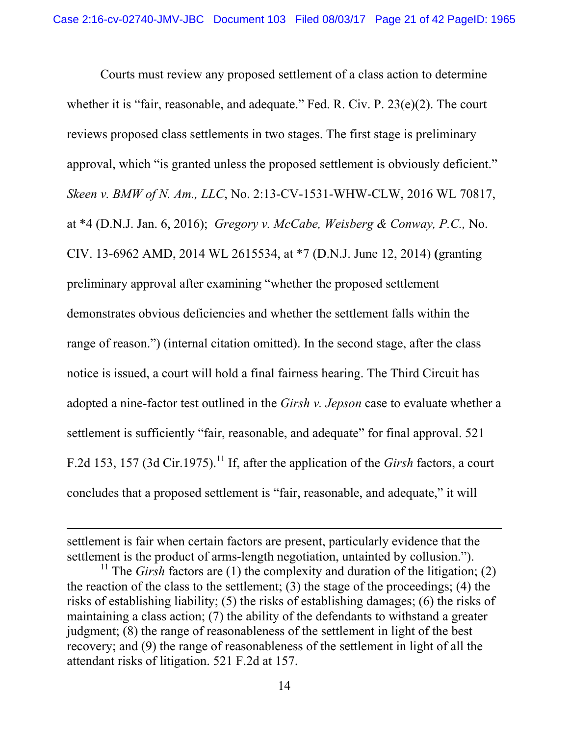Courts must review any proposed settlement of a class action to determine whether it is "fair, reasonable, and adequate." Fed. R. Civ. P. 23(e)(2). The court reviews proposed class settlements in two stages. The first stage is preliminary approval, which "is granted unless the proposed settlement is obviously deficient." *Skeen v. BMW of N. Am., LLC*, No. 2:13-CV-1531-WHW-CLW, 2016 WL 70817, at *4 (D.N.J. Jan. 6, 2016); *Gregory v. McCabe, Weisberg & Conway, P.C.,* No. CIV. 13-6962 AMD, 2014 WL 2615534, at *7 (D.N.J. June 12, 2014) (granting preliminary approval after examining "whether the proposed settlement demonstrates obvious deficiencies and whether the settlement falls within the range of reason.") (internal citation omitted). In the second stage, after the class notice is issued, a court will hold a final fairness hearing. The Third Circuit has adopted a nine-factor test outlined in the *Girsh v. Jepson* case to evaluate whether a settlement is sufficiently "fair, reasonable, and adequate" for final approval. 521 F.2d 153, 157 (3d Cir.1975).[11] If, after the application of the *Girsh* factors, a court concludes that a proposed settlement is "fair, reasonable, and adequate," it will

---

settlement is fair when certain factors are present, particularly evidence that the settlement is the product of arms-length negotiation, untainted by collusion.").

[11] The *Girsh* factors are (1) the complexity and duration of the litigation; (2) the reaction of the class to the settlement; (3) the stage of the proceedings; (4) the risks of establishing liability; (5) the risks of establishing damages; (6) the risks of maintaining a class action; (7) the ability of the defendants to withstand a greater judgment; (8) the range of reasonableness of the settlement in light of the best recovery; and (9) the range of reasonableness of the settlement in light of all the attendant risks of litigation. 521 F.2d at 157.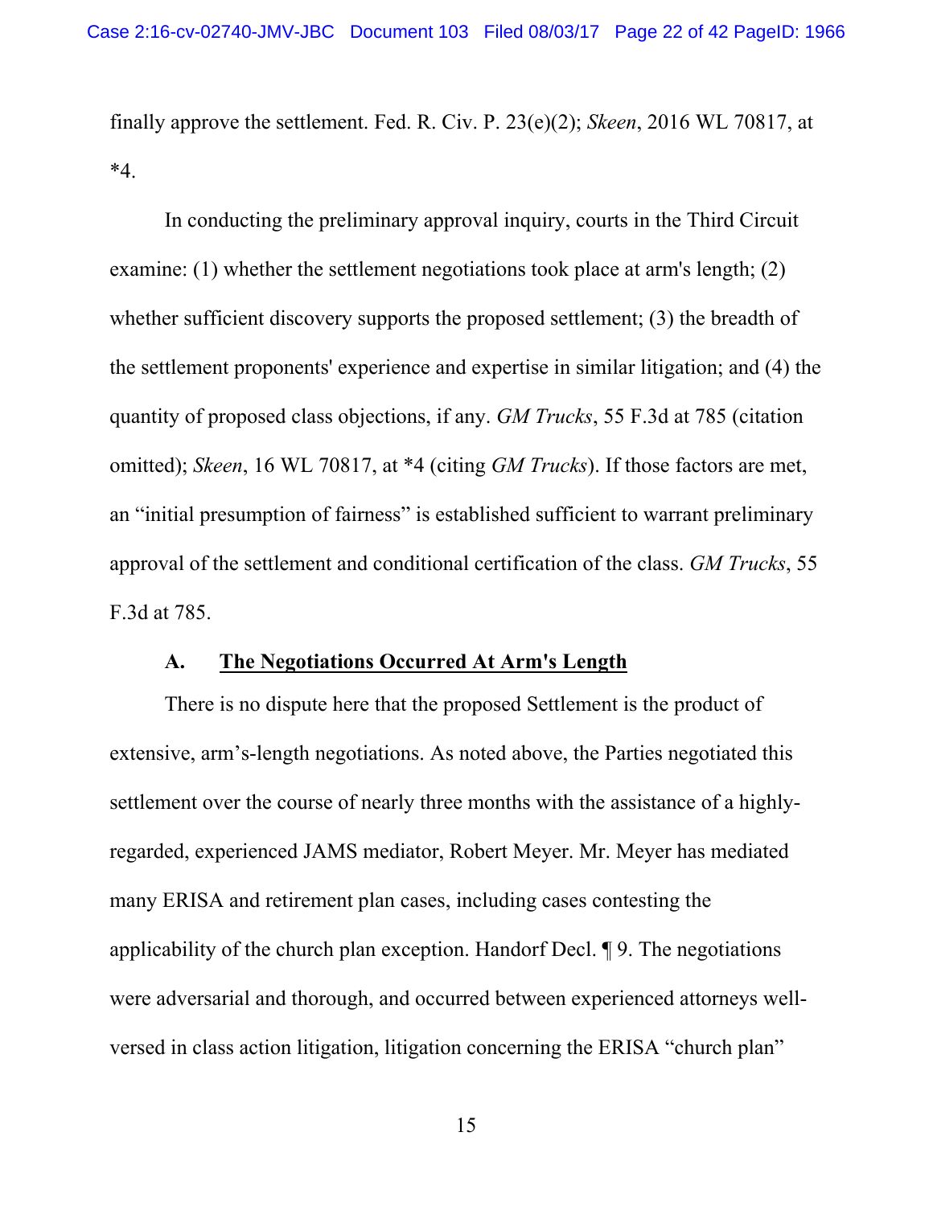finally approve the settlement. Fed. R. Civ. P. 23(e)(2); *Skeen*, 2016 WL 70817, at *4.

In conducting the preliminary approval inquiry, courts in the Third Circuit examine: (1) whether the settlement negotiations took place at arm's length; (2) whether sufficient discovery supports the proposed settlement; (3) the breadth of the settlement proponents' experience and expertise in similar litigation; and (4) the quantity of proposed class objections, if any. *GM Trucks*, 55 F.3d at 785 (citation omitted); *Skeen*, 16 WL 70817, at *4 (citing *GM Trucks*). If those factors are met, an "initial presumption of fairness" is established sufficient to warrant preliminary approval of the settlement and conditional certification of the class. *GM Trucks*, 55 F.3d at 785.

### A. <u>The Negotiations Occurred At Arm's Length</u>

There is no dispute here that the proposed Settlement is the product of extensive, arm's-length negotiations. As noted above, the Parties negotiated this settlement over the course of nearly three months with the assistance of a highly-regarded, experienced JAMS mediator, Robert Meyer. Mr. Meyer has mediated many ERISA and retirement plan cases, including cases contesting the applicability of the church plan exception. Handorf Decl. ¶ 9. The negotiations were adversarial and thorough, and occurred between experienced attorneys well-versed in class action litigation, litigation concerning the ERISA "church plan"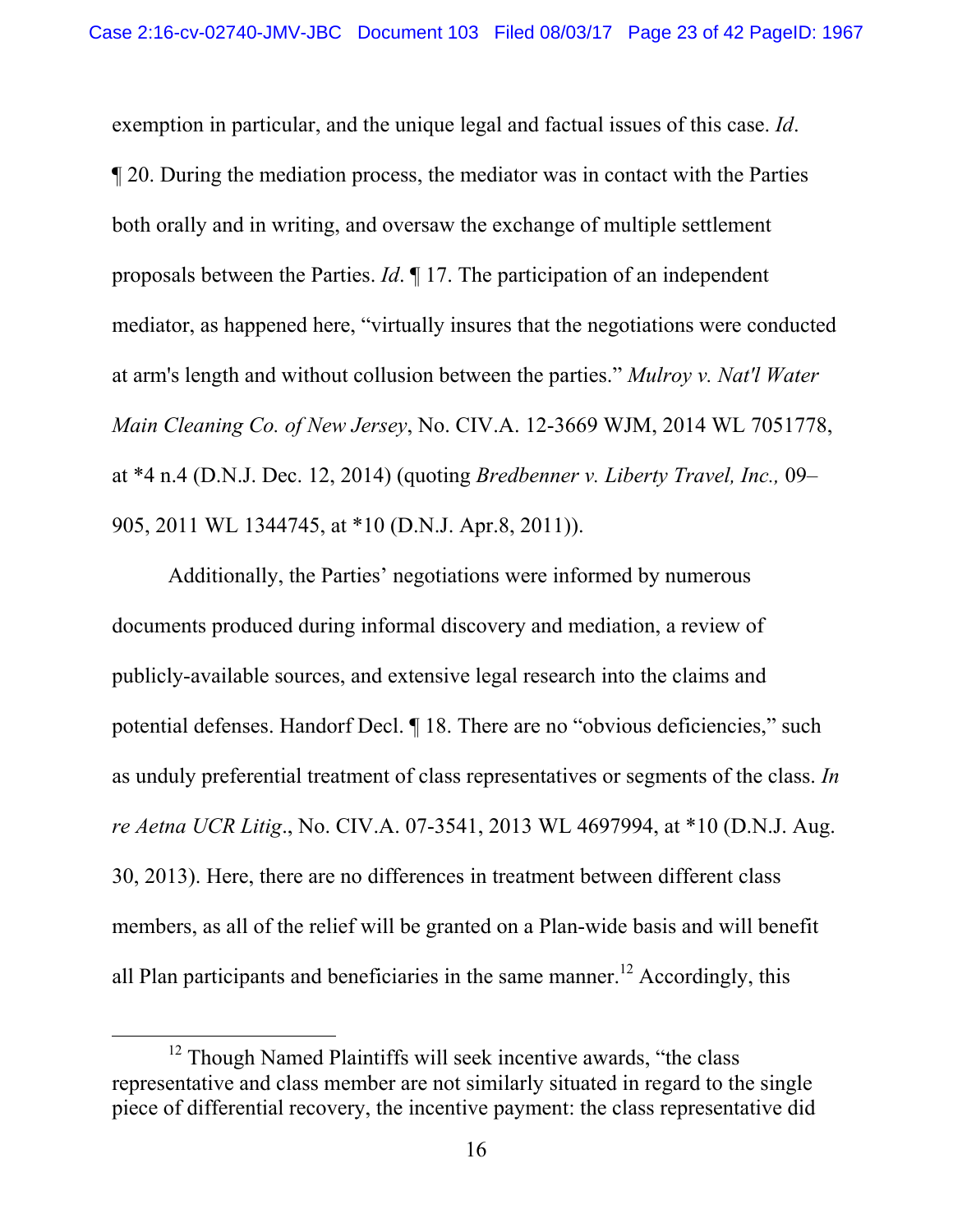exemption in particular, and the unique legal and factual issues of this case. *Id*. ¶ 20. During the mediation process, the mediator was in contact with the Parties both orally and in writing, and oversaw the exchange of multiple settlement proposals between the Parties. *Id*. ¶ 17. The participation of an independent mediator, as happened here, "virtually insures that the negotiations were conducted at arm's length and without collusion between the parties." *Mulroy v. Nat'l Water Main Cleaning Co. of New Jersey*, No. CIV.A. 12-3669 WJM, 2014 WL 7051778, at *4 n.4 (D.N.J. Dec. 12, 2014) (quoting *Bredbenner v. Liberty Travel, Inc.,* 09–905, 2011 WL 1344745, at *10 (D.N.J. Apr.8, 2011)).

Additionally, the Parties' negotiations were informed by numerous documents produced during informal discovery and mediation, a review of publicly-available sources, and extensive legal research into the claims and potential defenses. Handorf Decl. ¶ 18. There are no "obvious deficiencies," such as unduly preferential treatment of class representatives or segments of the class. *In re Aetna UCR Litig*., No. CIV.A. 07-3541, 2013 WL 4697994, at *10 (D.N.J. Aug. 30, 2013). Here, there are no differences in treatment between different class members, as all of the relief will be granted on a Plan-wide basis and will benefit all Plan participants and beneficiaries in the same manner.[12] Accordingly, this

---

[12] Though Named Plaintiffs will seek incentive awards, "the class representative and class member are not similarly situated in regard to the single piece of differential recovery, the incentive payment: the class representative did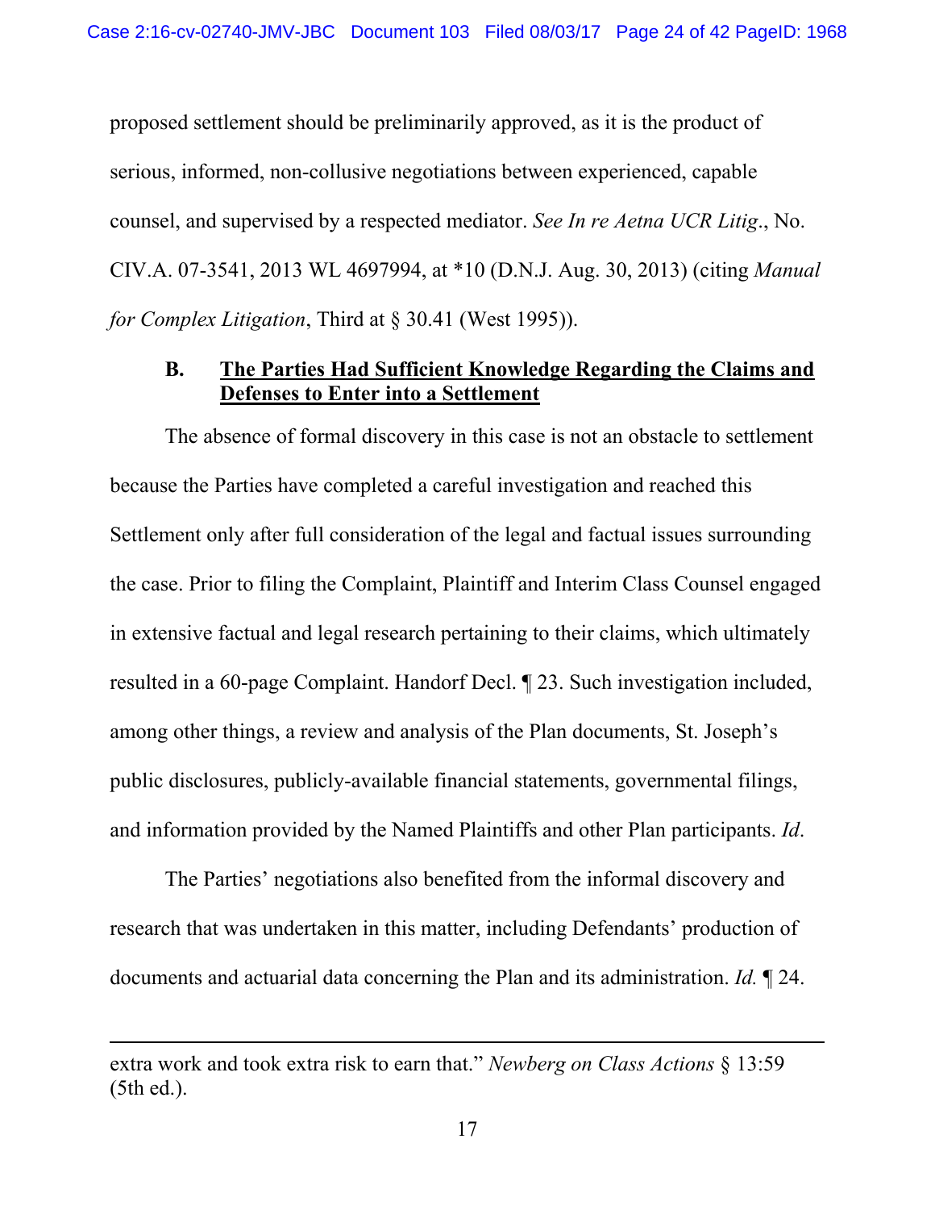proposed settlement should be preliminarily approved, as it is the product of serious, informed, non-collusive negotiations between experienced, capable counsel, and supervised by a respected mediator. *See In re Aetna UCR Litig*., No. CIV.A. 07-3541, 2013 WL 4697994, at *10 (D.N.J. Aug. 30, 2013) (citing *Manual for Complex Litigation*, Third at § 30.41 (West 1995)).

### B. **<u>The Parties Had Sufficient Knowledge Regarding the Claims and Defenses to Enter into a Settlement</u>**

The absence of formal discovery in this case is not an obstacle to settlement because the Parties have completed a careful investigation and reached this Settlement only after full consideration of the legal and factual issues surrounding the case. Prior to filing the Complaint, Plaintiff and Interim Class Counsel engaged in extensive factual and legal research pertaining to their claims, which ultimately resulted in a 60-page Complaint. Handorf Decl. ¶ 23. Such investigation included, among other things, a review and analysis of the Plan documents, St. Joseph's public disclosures, publicly-available financial statements, governmental filings, and information provided by the Named Plaintiffs and other Plan participants. *Id*.

The Parties' negotiations also benefited from the informal discovery and research that was undertaken in this matter, including Defendants' production of documents and actuarial data concerning the Plan and its administration. *Id.* ¶ 24.

---

extra work and took extra risk to earn that." *Newberg on Class Actions* § 13:59 (5th ed.).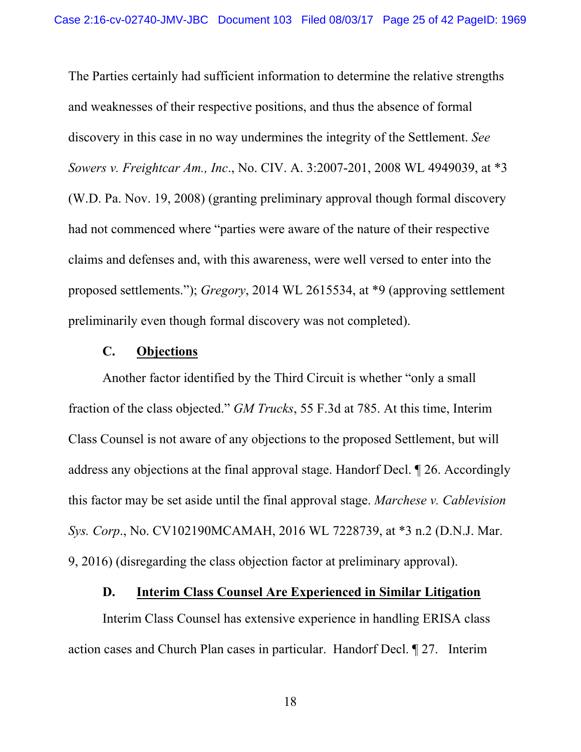The Parties certainly had sufficient information to determine the relative strengths and weaknesses of their respective positions, and thus the absence of formal discovery in this case in no way undermines the integrity of the Settlement. *See Sowers v. Freightcar Am., Inc.*, No. CIV. A. 3:2007-201, 2008 WL 4949039, at *3 (W.D. Pa. Nov. 19, 2008) (granting preliminary approval though formal discovery had not commenced where "parties were aware of the nature of their respective claims and defenses and, with this awareness, were well versed to enter into the proposed settlements."); *Gregory*, 2014 WL 2615534, at *9 (approving settlement preliminarily even though formal discovery was not completed).

### C. <u>Objections</u>

Another factor identified by the Third Circuit is whether "only a small fraction of the class objected." *GM Trucks*, 55 F.3d at 785. At this time, Interim Class Counsel is not aware of any objections to the proposed Settlement, but will address any objections at the final approval stage. Handorf Decl. ¶ 26. Accordingly this factor may be set aside until the final approval stage. *Marchese v. Cablevision Sys. Corp.*, No. CV102190MCAMAH, 2016 WL 7228739, at *3 n.2 (D.N.J. Mar. 9, 2016) (disregarding the class objection factor at preliminary approval).

### D. <u>Interim Class Counsel Are Experienced in Similar Litigation</u>

Interim Class Counsel has extensive experience in handling ERISA class action cases and Church Plan cases in particular. Handorf Decl. ¶ 27. Interim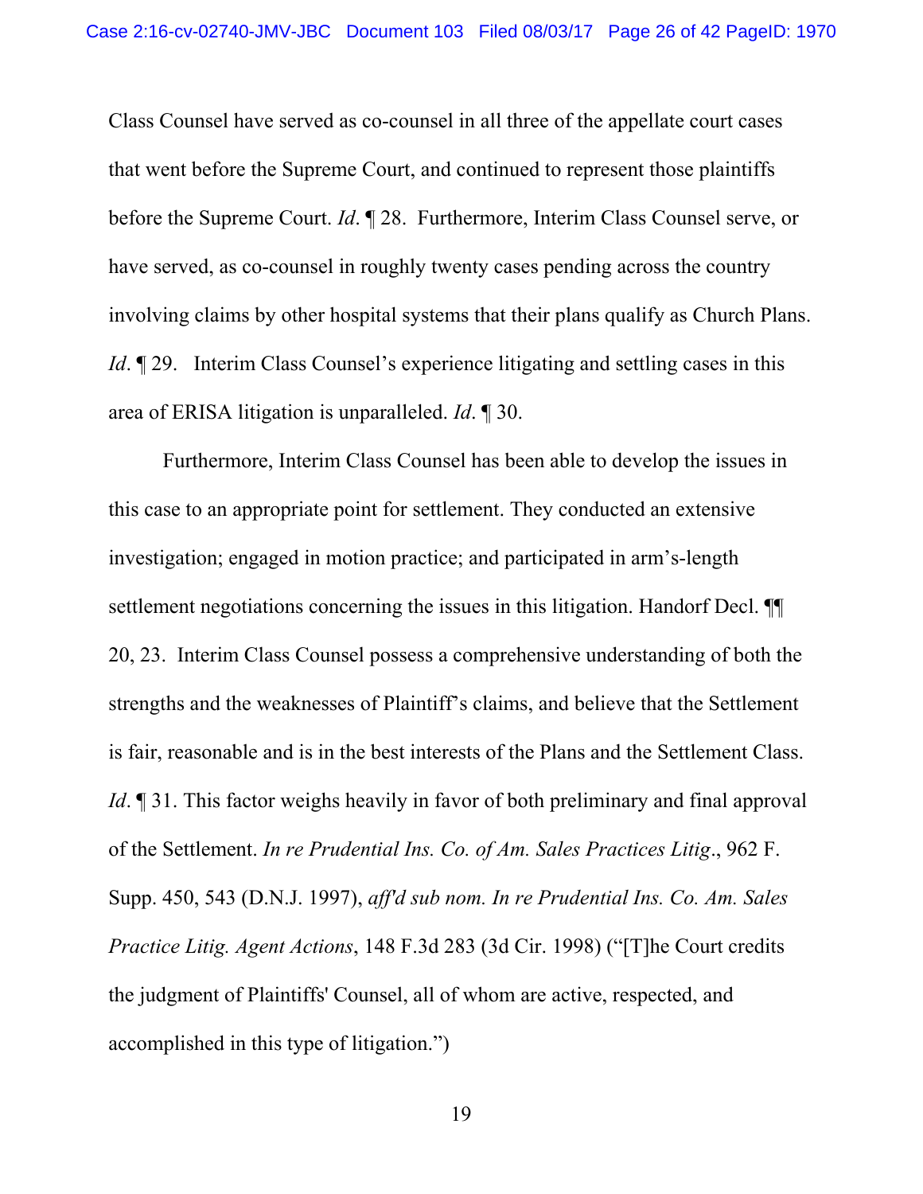Class Counsel have served as co-counsel in all three of the appellate court cases that went before the Supreme Court, and continued to represent those plaintiffs before the Supreme Court. *Id*. ¶ 28. Furthermore, Interim Class Counsel serve, or have served, as co-counsel in roughly twenty cases pending across the country involving claims by other hospital systems that their plans qualify as Church Plans. *Id*. ¶ 29. Interim Class Counsel's experience litigating and settling cases in this area of ERISA litigation is unparalleled. *Id*. ¶ 30.

Furthermore, Interim Class Counsel has been able to develop the issues in this case to an appropriate point for settlement. They conducted an extensive investigation; engaged in motion practice; and participated in arm's-length settlement negotiations concerning the issues in this litigation. Handorf Decl. ¶¶ 20, 23. Interim Class Counsel possess a comprehensive understanding of both the strengths and the weaknesses of Plaintiff's claims, and believe that the Settlement is fair, reasonable and is in the best interests of the Plans and the Settlement Class. *Id*. ¶ 31. This factor weighs heavily in favor of both preliminary and final approval of the Settlement. *In re Prudential Ins. Co. of Am. Sales Practices Litig*., 962 F. Supp. 450, 543 (D.N.J. 1997), *aff'd sub nom. In re Prudential Ins. Co. Am. Sales Practice Litig. Agent Actions*, 148 F.3d 283 (3d Cir. 1998) ("[T]he Court credits the judgment of Plaintiffs' Counsel, all of whom are active, respected, and accomplished in this type of litigation.")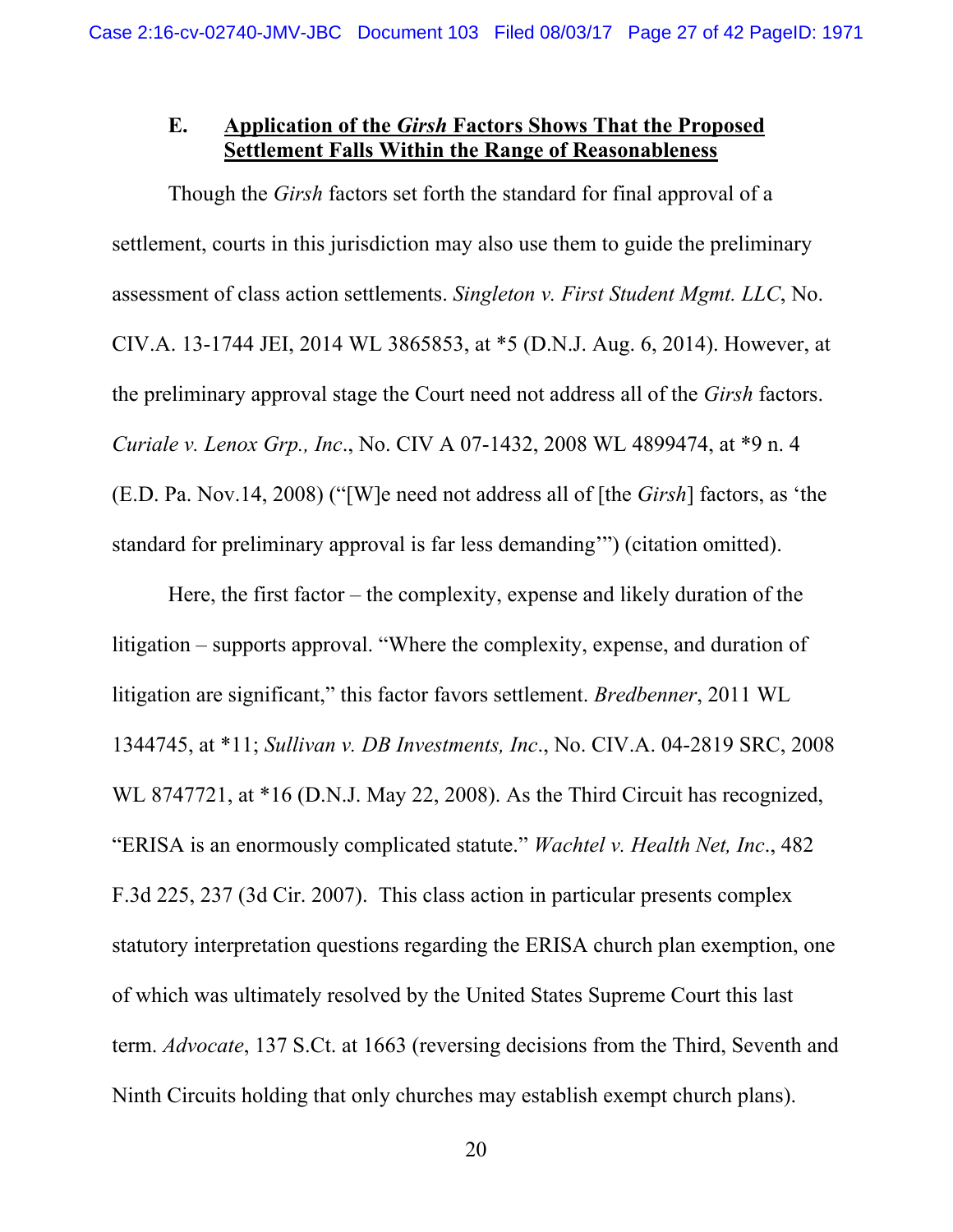### E. <u>Application of the *Girsh* Factors Shows That the Proposed Settlement Falls Within the Range of Reasonableness</u>

Though the *Girsh* factors set forth the standard for final approval of a settlement, courts in this jurisdiction may also use them to guide the preliminary assessment of class action settlements. *Singleton v. First Student Mgmt. LLC*, No. CIV.A. 13-1744 JEI, 2014 WL 3865853, at *5 (D.N.J. Aug. 6, 2014). However, at the preliminary approval stage the Court need not address all of the *Girsh* factors. *Curiale v. Lenox Grp., Inc*., No. CIV A 07-1432, 2008 WL 4899474, at *9 n. 4 (E.D. Pa. Nov.14, 2008) ("[W]e need not address all of [the *Girsh*] factors, as 'the standard for preliminary approval is far less demanding'") (citation omitted).

Here, the first factor – the complexity, expense and likely duration of the litigation – supports approval. "Where the complexity, expense, and duration of litigation are significant," this factor favors settlement. *Bredbenner*, 2011 WL 1344745, at *11; *Sullivan v. DB Investments, Inc*., No. CIV.A. 04-2819 SRC, 2008 WL 8747721, at *16 (D.N.J. May 22, 2008). As the Third Circuit has recognized, "ERISA is an enormously complicated statute." *Wachtel v. Health Net, Inc*., 482 F.3d 225, 237 (3d Cir. 2007). This class action in particular presents complex statutory interpretation questions regarding the ERISA church plan exemption, one of which was ultimately resolved by the United States Supreme Court this last term. *Advocate*, 137 S.Ct. at 1663 (reversing decisions from the Third, Seventh and Ninth Circuits holding that only churches may establish exempt church plans).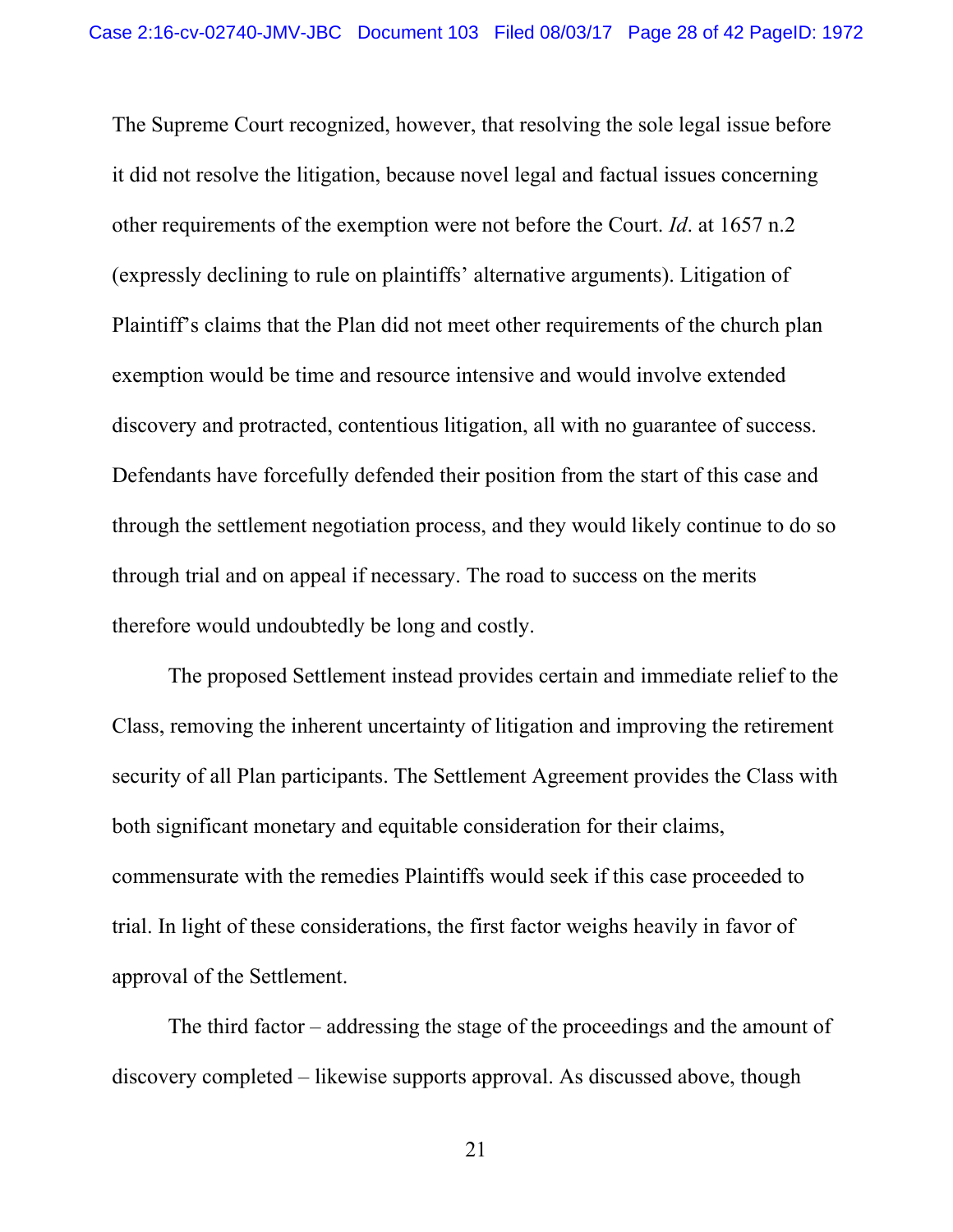The Supreme Court recognized, however, that resolving the sole legal issue before it did not resolve the litigation, because novel legal and factual issues concerning other requirements of the exemption were not before the Court. *Id*. at 1657 n.2 (expressly declining to rule on plaintiffs' alternative arguments). Litigation of Plaintiff's claims that the Plan did not meet other requirements of the church plan exemption would be time and resource intensive and would involve extended discovery and protracted, contentious litigation, all with no guarantee of success. Defendants have forcefully defended their position from the start of this case and through the settlement negotiation process, and they would likely continue to do so through trial and on appeal if necessary. The road to success on the merits therefore would undoubtedly be long and costly.

The proposed Settlement instead provides certain and immediate relief to the Class, removing the inherent uncertainty of litigation and improving the retirement security of all Plan participants. The Settlement Agreement provides the Class with both significant monetary and equitable consideration for their claims, commensurate with the remedies Plaintiffs would seek if this case proceeded to trial. In light of these considerations, the first factor weighs heavily in favor of approval of the Settlement.

The third factor – addressing the stage of the proceedings and the amount of discovery completed – likewise supports approval. As discussed above, though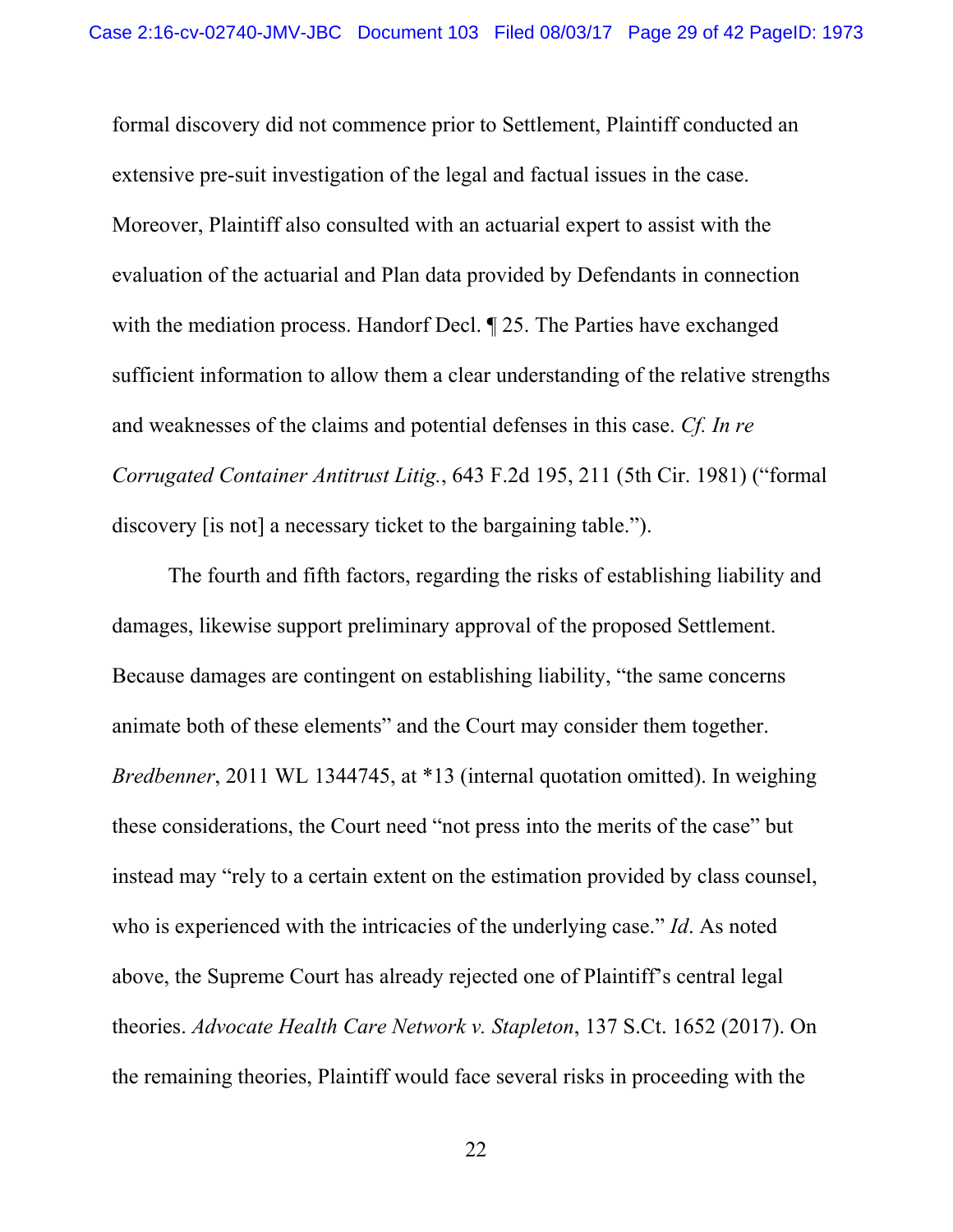formal discovery did not commence prior to Settlement, Plaintiff conducted an extensive pre-suit investigation of the legal and factual issues in the case. Moreover, Plaintiff also consulted with an actuarial expert to assist with the evaluation of the actuarial and Plan data provided by Defendants in connection with the mediation process. Handorf Decl. ¶ 25. The Parties have exchanged sufficient information to allow them a clear understanding of the relative strengths and weaknesses of the claims and potential defenses in this case. *Cf. In re Corrugated Container Antitrust Litig.*, 643 F.2d 195, 211 (5th Cir. 1981) ("formal discovery [is not] a necessary ticket to the bargaining table.").

The fourth and fifth factors, regarding the risks of establishing liability and damages, likewise support preliminary approval of the proposed Settlement. Because damages are contingent on establishing liability, "the same concerns animate both of these elements" and the Court may consider them together. *Bredbenner*, 2011 WL 1344745, at *13 (internal quotation omitted). In weighing these considerations, the Court need "not press into the merits of the case" but instead may "rely to a certain extent on the estimation provided by class counsel, who is experienced with the intricacies of the underlying case." *Id*. As noted above, the Supreme Court has already rejected one of Plaintiff's central legal theories. *Advocate Health Care Network v. Stapleton*, 137 S.Ct. 1652 (2017). On the remaining theories, Plaintiff would face several risks in proceeding with the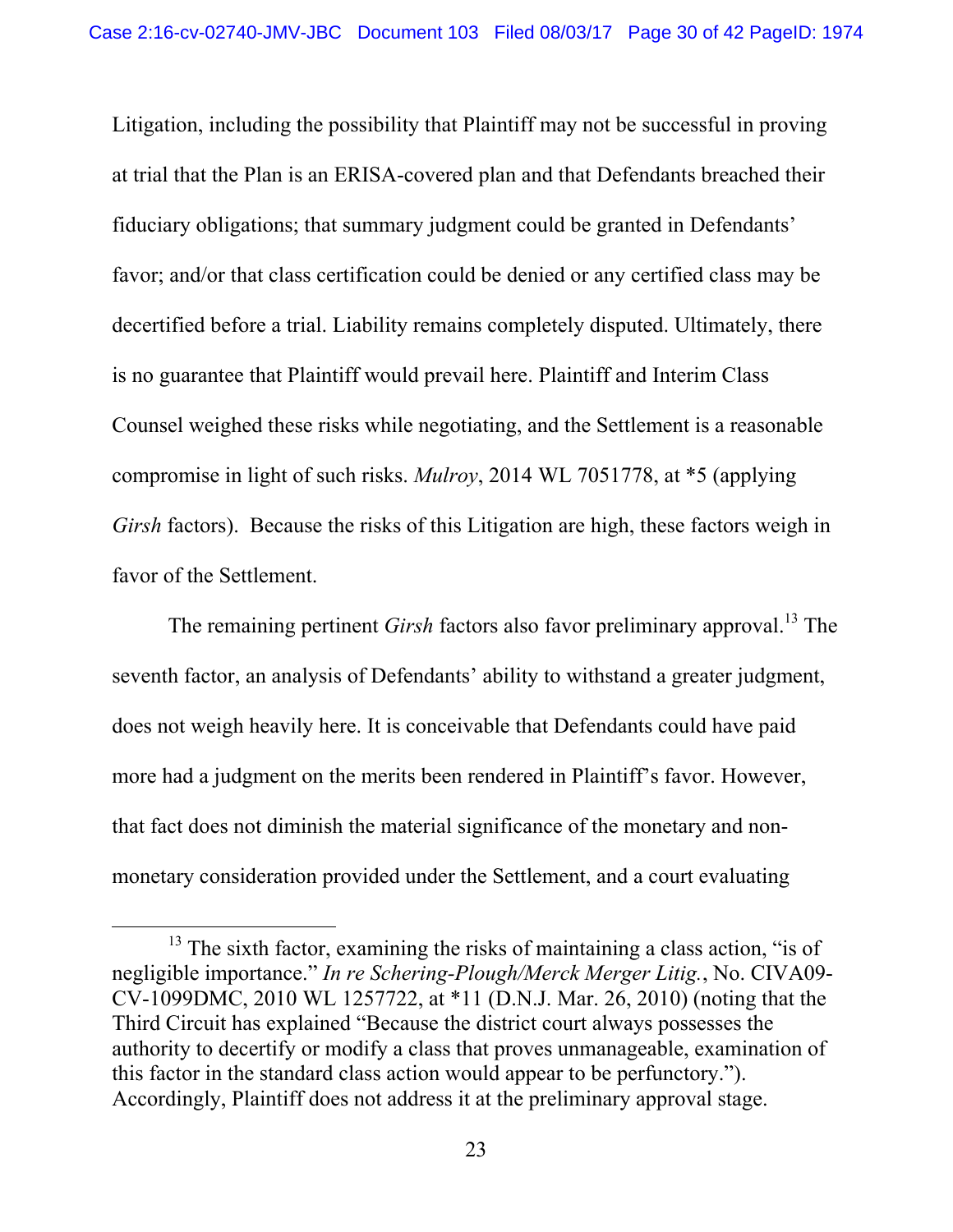Litigation, including the possibility that Plaintiff may not be successful in proving at trial that the Plan is an ERISA-covered plan and that Defendants breached their fiduciary obligations; that summary judgment could be granted in Defendants' favor; and/or that class certification could be denied or any certified class may be decertified before a trial. Liability remains completely disputed. Ultimately, there is no guarantee that Plaintiff would prevail here. Plaintiff and Interim Class Counsel weighed these risks while negotiating, and the Settlement is a reasonable compromise in light of such risks. *Mulroy*, 2014 WL 7051778, at *5 (applying *Girsh* factors). Because the risks of this Litigation are high, these factors weigh in favor of the Settlement.

The remaining pertinent *Girsh* factors also favor preliminary approval.[13] The seventh factor, an analysis of Defendants' ability to withstand a greater judgment, does not weigh heavily here. It is conceivable that Defendants could have paid more had a judgment on the merits been rendered in Plaintiff's favor. However, that fact does not diminish the material significance of the monetary and non-monetary consideration provided under the Settlement, and a court evaluating

---

[13] The sixth factor, examining the risks of maintaining a class action, "is of negligible importance." *In re Schering-Plough/Merck Merger Litig.*, No. CIVA09-CV-1099DMC, 2010 WL 1257722, at *11 (D.N.J. Mar. 26, 2010) (noting that the Third Circuit has explained "Because the district court always possesses the authority to decertify or modify a class that proves unmanageable, examination of this factor in the standard class action would appear to be perfunctory."). Accordingly, Plaintiff does not address it at the preliminary approval stage.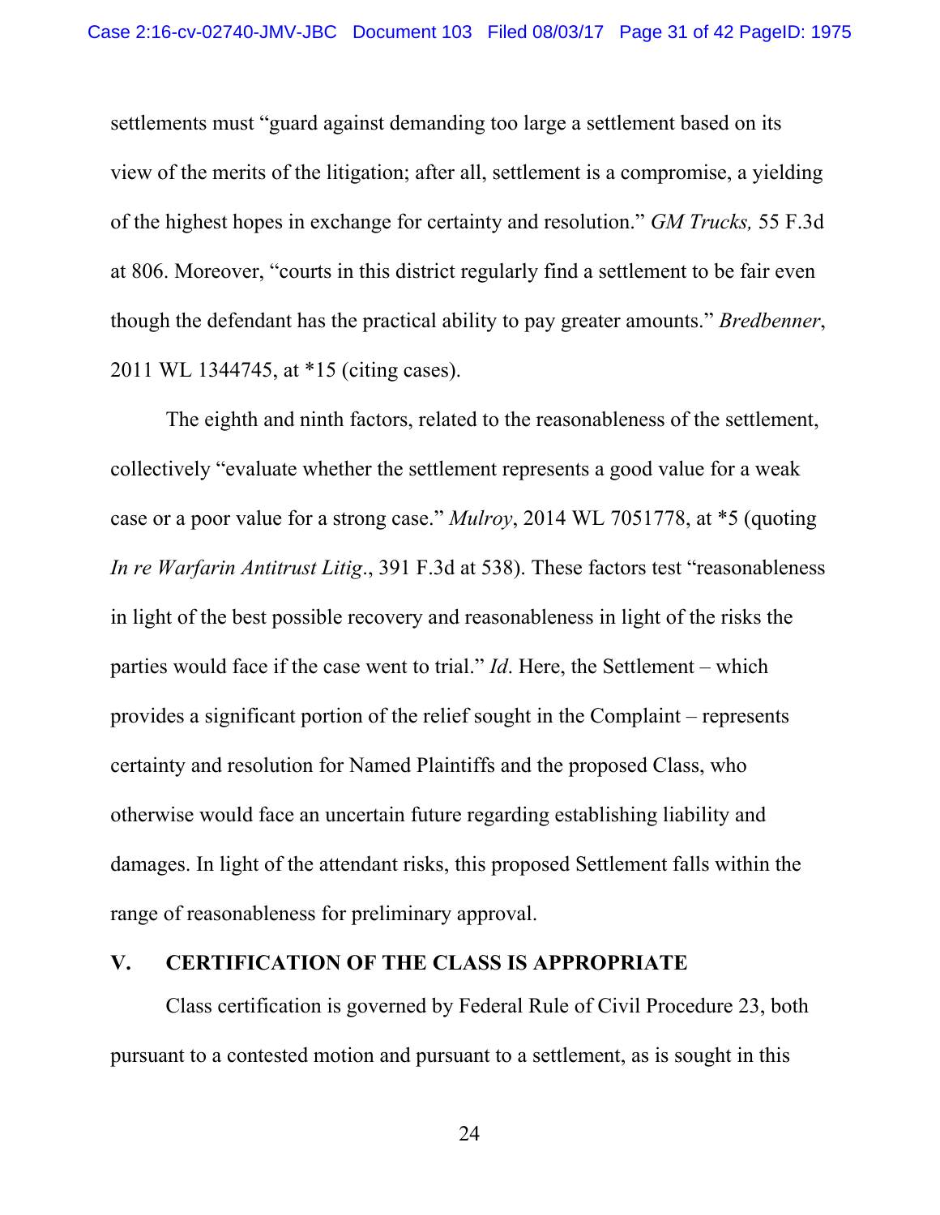settlements must "guard against demanding too large a settlement based on its view of the merits of the litigation; after all, settlement is a compromise, a yielding of the highest hopes in exchange for certainty and resolution." *GM Trucks,* 55 F.3d at 806. Moreover, "courts in this district regularly find a settlement to be fair even though the defendant has the practical ability to pay greater amounts." *Bredbenner*, 2011 WL 1344745, at *15 (citing cases).

The eighth and ninth factors, related to the reasonableness of the settlement, collectively "evaluate whether the settlement represents a good value for a weak case or a poor value for a strong case." *Mulroy*, 2014 WL 7051778, at *5 (quoting *In re Warfarin Antitrust Litig*., 391 F.3d at 538). These factors test "reasonableness in light of the best possible recovery and reasonableness in light of the risks the parties would face if the case went to trial." *Id*. Here, the Settlement – which provides a significant portion of the relief sought in the Complaint – represents certainty and resolution for Named Plaintiffs and the proposed Class, who otherwise would face an uncertain future regarding establishing liability and damages. In light of the attendant risks, this proposed Settlement falls within the range of reasonableness for preliminary approval.

## V. CERTIFICATION OF THE CLASS IS APPROPRIATE

Class certification is governed by Federal Rule of Civil Procedure 23, both pursuant to a contested motion and pursuant to a settlement, as is sought in this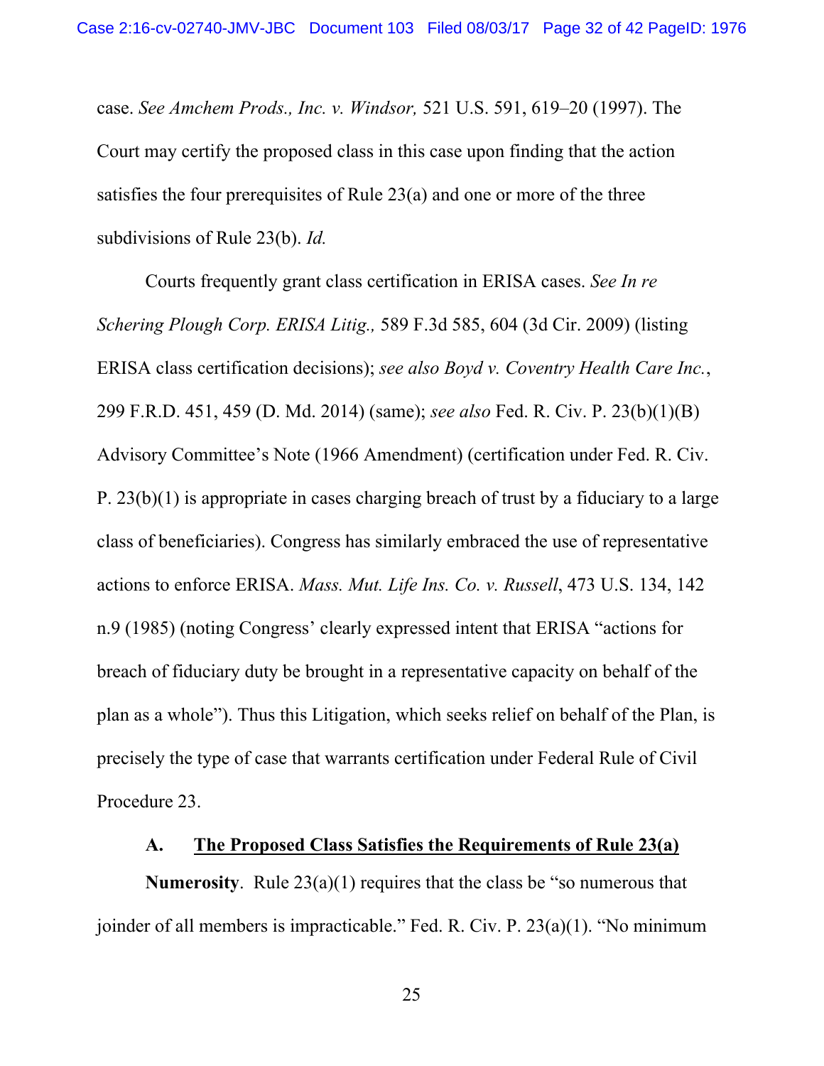case. *See Amchem Prods., Inc. v. Windsor,* 521 U.S. 591, 619–20 (1997). The Court may certify the proposed class in this case upon finding that the action satisfies the four prerequisites of Rule 23(a) and one or more of the three subdivisions of Rule 23(b). *Id.*

Courts frequently grant class certification in ERISA cases. *See In re Schering Plough Corp. ERISA Litig.,* 589 F.3d 585, 604 (3d Cir. 2009) (listing ERISA class certification decisions); *see also Boyd v. Coventry Health Care Inc.*, 299 F.R.D. 451, 459 (D. Md. 2014) (same); *see also* Fed. R. Civ. P. 23(b)(1)(B) Advisory Committee's Note (1966 Amendment) (certification under Fed. R. Civ. P. 23(b)(1) is appropriate in cases charging breach of trust by a fiduciary to a large class of beneficiaries). Congress has similarly embraced the use of representative actions to enforce ERISA. *Mass. Mut. Life Ins. Co. v. Russell*, 473 U.S. 134, 142 n.9 (1985) (noting Congress' clearly expressed intent that ERISA "actions for breach of fiduciary duty be brought in a representative capacity on behalf of the plan as a whole"). Thus this Litigation, which seeks relief on behalf of the Plan, is precisely the type of case that warrants certification under Federal Rule of Civil Procedure 23.

### A. The Proposed Class Satisfies the Requirements of Rule 23(a)

**Numerosity**. Rule 23(a)(1) requires that the class be "so numerous that joinder of all members is impracticable." Fed. R. Civ. P. 23(a)(1). "No minimum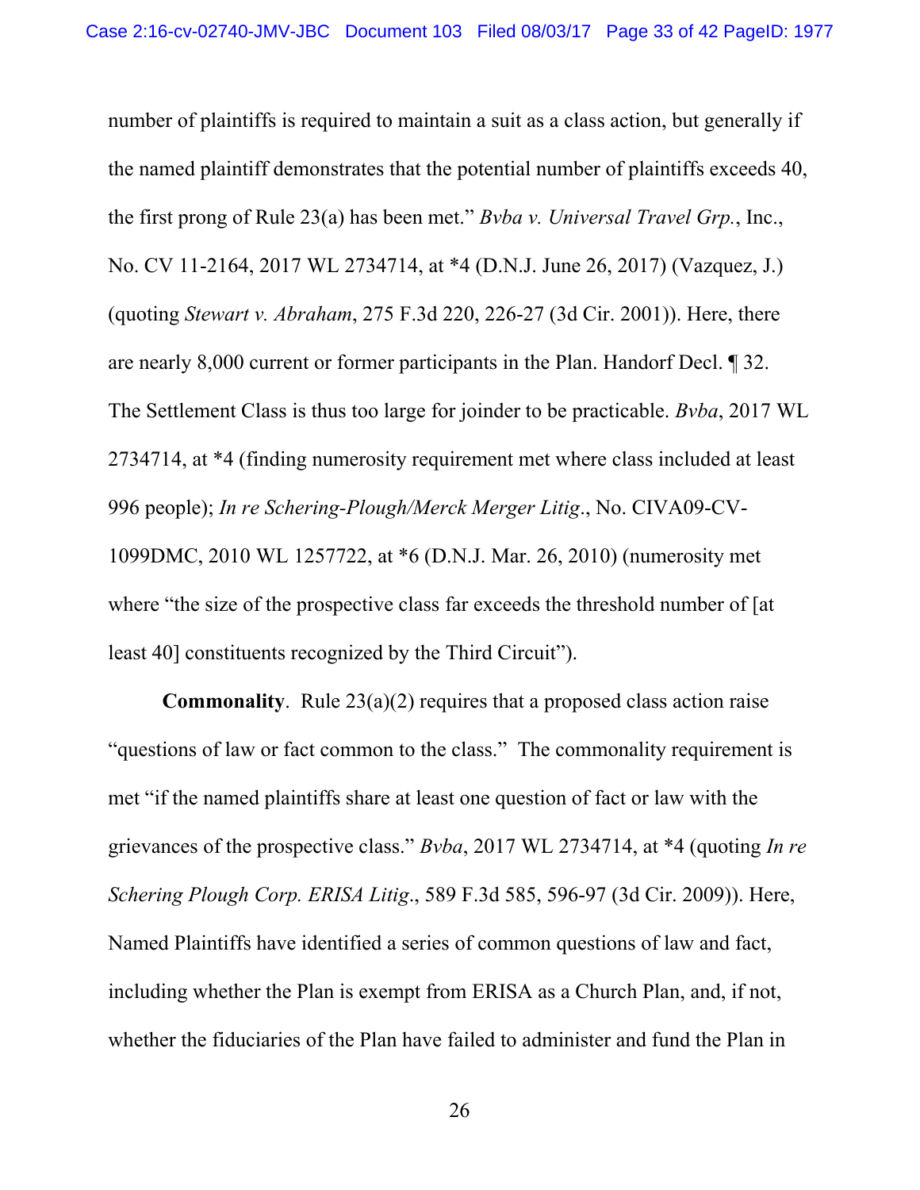number of plaintiffs is required to maintain a suit as a class action, but generally if the named plaintiff demonstrates that the potential number of plaintiffs exceeds 40, the first prong of Rule 23(a) has been met." *Bvba v. Universal Travel Grp.*, Inc., No. CV 11-2164, 2017 WL 2734714, at *4 (D.N.J. June 26, 2017) (Vazquez, J.) (quoting *Stewart v. Abraham*, 275 F.3d 220, 226-27 (3d Cir. 2001)). Here, there are nearly 8,000 current or former participants in the Plan. Handorf Decl. ¶ 32. The Settlement Class is thus too large for joinder to be practicable. *Bvba*, 2017 WL 2734714, at *4 (finding numerosity requirement met where class included at least 996 people); *In re Schering-Plough/Merck Merger Litig*., No. CIVA09-CV-1099DMC, 2010 WL 1257722, at *6 (D.N.J. Mar. 26, 2010) (numerosity met where "the size of the prospective class far exceeds the threshold number of [at least 40] constituents recognized by the Third Circuit").

**Commonality**. Rule 23(a)(2) requires that a proposed class action raise "questions of law or fact common to the class." The commonality requirement is met "if the named plaintiffs share at least one question of fact or law with the grievances of the prospective class." *Bvba*, 2017 WL 2734714, at *4 (quoting *In re Schering Plough Corp. ERISA Litig*., 589 F.3d 585, 596-97 (3d Cir. 2009)). Here, Named Plaintiffs have identified a series of common questions of law and fact, including whether the Plan is exempt from ERISA as a Church Plan, and, if not, whether the fiduciaries of the Plan have failed to administer and fund the Plan in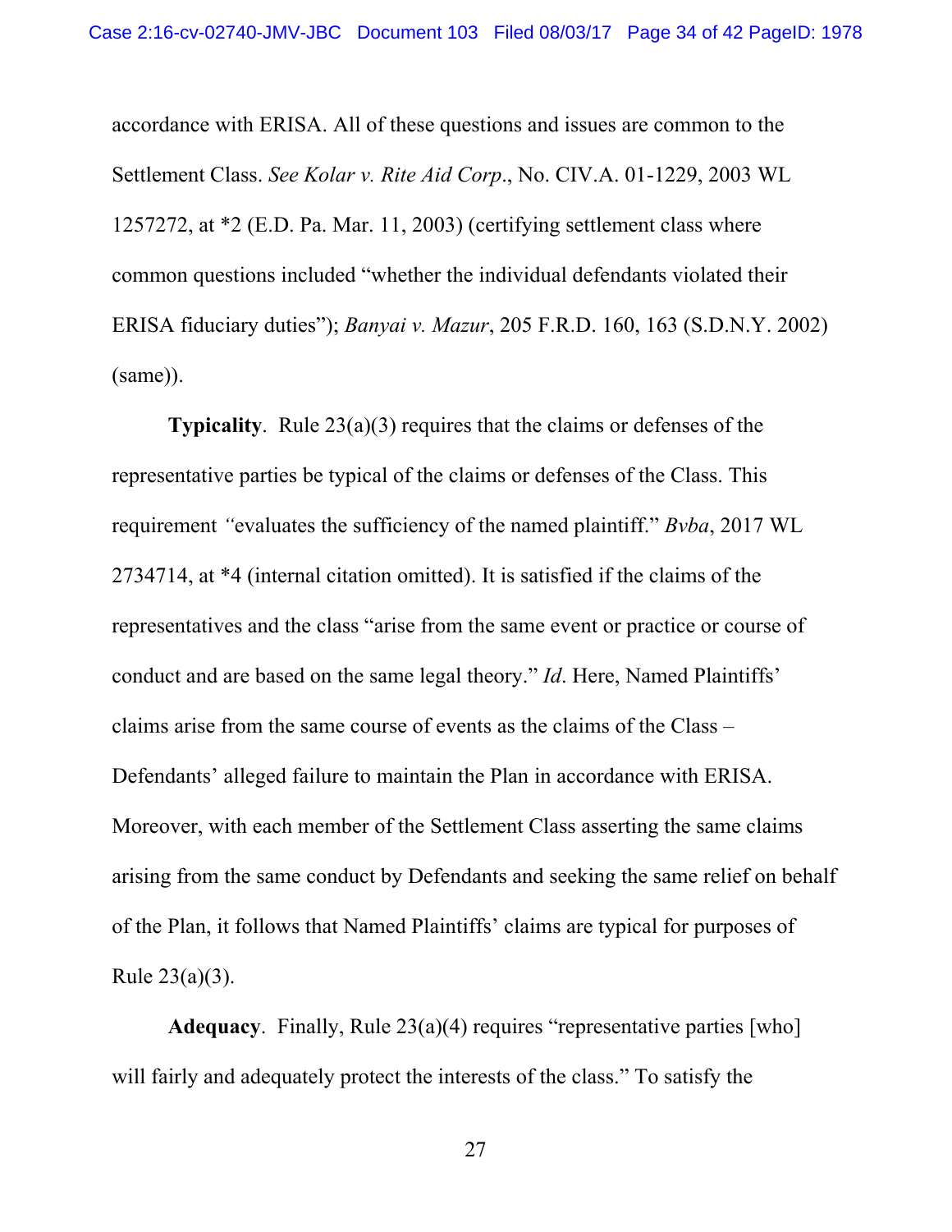accordance with ERISA. All of these questions and issues are common to the Settlement Class. *See Kolar v. Rite Aid Corp*., No. CIV.A. 01-1229, 2003 WL 1257272, at *2 (E.D. Pa. Mar. 11, 2003) (certifying settlement class where common questions included "whether the individual defendants violated their ERISA fiduciary duties"); *Banyai v. Mazur*, 205 F.R.D. 160, 163 (S.D.N.Y. 2002) (same)).

**Typicality**. Rule 23(a)(3) requires that the claims or defenses of the representative parties be typical of the claims or defenses of the Class. This requirement "evaluates the sufficiency of the named plaintiff." *Bvba*, 2017 WL 2734714, at *4 (internal citation omitted). It is satisfied if the claims of the representatives and the class "arise from the same event or practice or course of conduct and are based on the same legal theory." *Id*. Here, Named Plaintiffs' claims arise from the same course of events as the claims of the Class – Defendants' alleged failure to maintain the Plan in accordance with ERISA. Moreover, with each member of the Settlement Class asserting the same claims arising from the same conduct by Defendants and seeking the same relief on behalf of the Plan, it follows that Named Plaintiffs' claims are typical for purposes of Rule 23(a)(3).

**Adequacy**. Finally, Rule 23(a)(4) requires "representative parties [who] will fairly and adequately protect the interests of the class." To satisfy the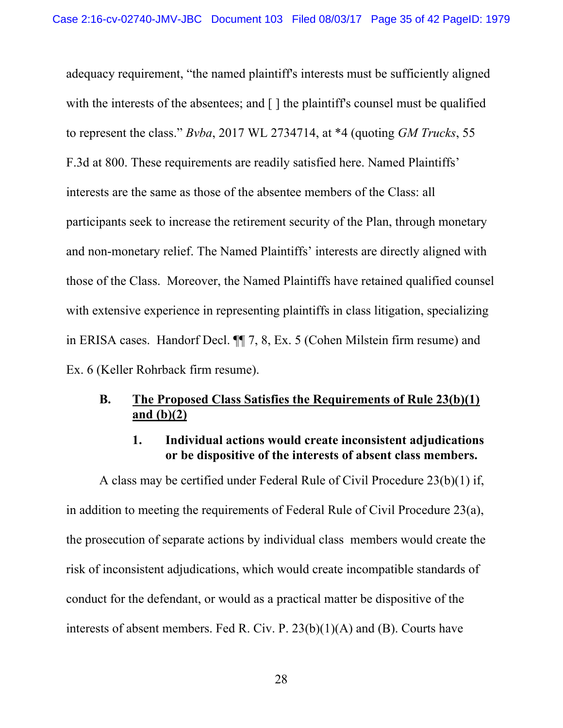adequacy requirement, "the named plaintiff's interests must be sufficiently aligned with the interests of the absentees; and [ ] the plaintiff's counsel must be qualified to represent the class." *Bvba*, 2017 WL 2734714, at *4 (quoting *GM Trucks*, 55 F.3d at 800. These requirements are readily satisfied here. Named Plaintiffs' interests are the same as those of the absentee members of the Class: all participants seek to increase the retirement security of the Plan, through monetary and non-monetary relief. The Named Plaintiffs' interests are directly aligned with those of the Class. Moreover, the Named Plaintiffs have retained qualified counsel with extensive experience in representing plaintiffs in class litigation, specializing in ERISA cases. Handorf Decl. ¶¶ 7, 8, Ex. 5 (Cohen Milstein firm resume) and Ex. 6 (Keller Rohrback firm resume).

### B. <u>The Proposed Class Satisfies the Requirements of Rule 23(b)(1) and (b)(2)</u>

#### 1. Individual actions would create inconsistent adjudications or be dispositive of the interests of absent class members.

A class may be certified under Federal Rule of Civil Procedure 23(b)(1) if, in addition to meeting the requirements of Federal Rule of Civil Procedure 23(a), the prosecution of separate actions by individual class members would create the risk of inconsistent adjudications, which would create incompatible standards of conduct for the defendant, or would as a practical matter be dispositive of the interests of absent members. Fed R. Civ. P. 23(b)(1)(A) and (B). Courts have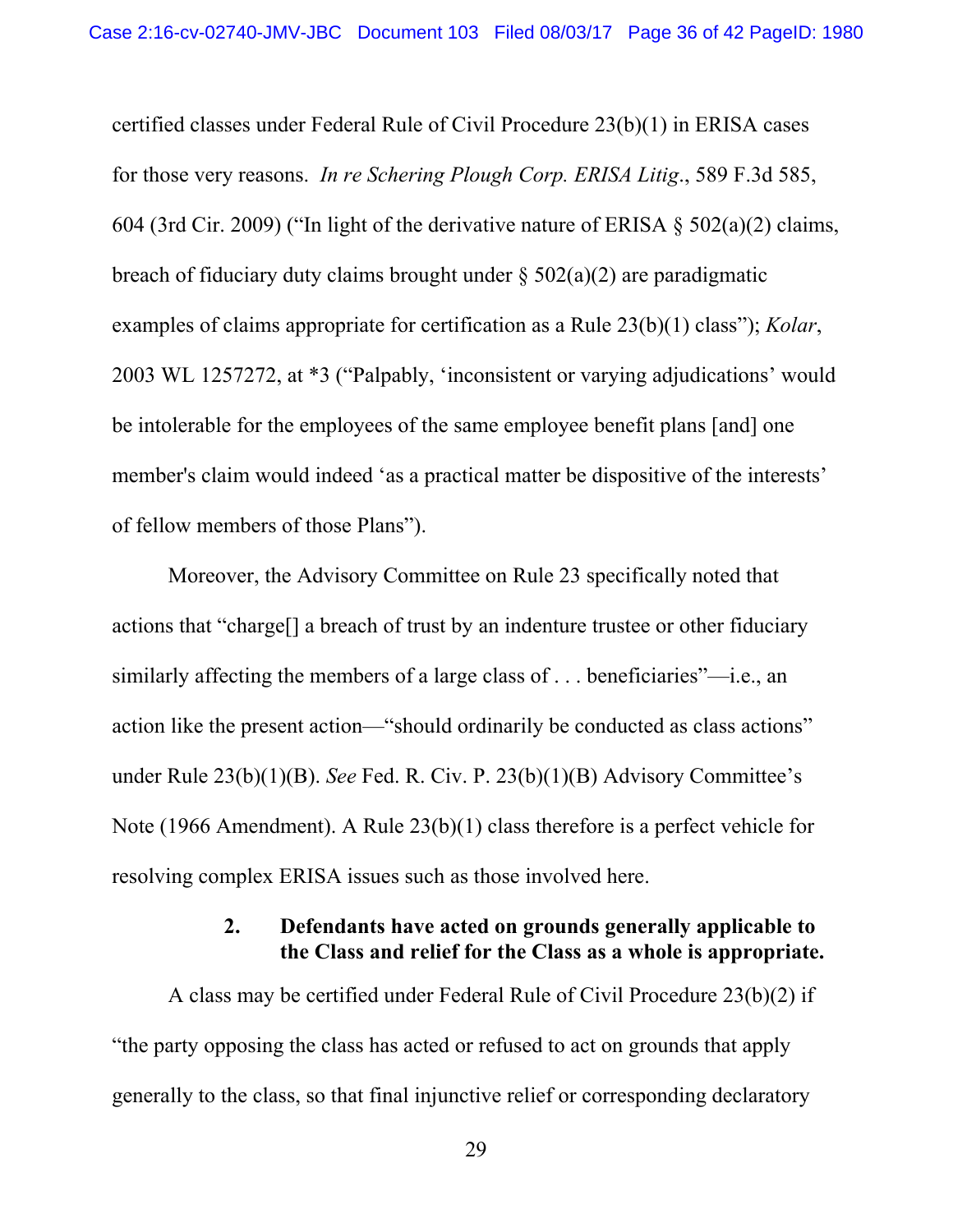certified classes under Federal Rule of Civil Procedure 23(b)(1) in ERISA cases for those very reasons. *In re Schering Plough Corp. ERISA Litig*., 589 F.3d 585, 604 (3rd Cir. 2009) ("In light of the derivative nature of ERISA § 502(a)(2) claims, breach of fiduciary duty claims brought under § 502(a)(2) are paradigmatic examples of claims appropriate for certification as a Rule 23(b)(1) class"); *Kolar*, 2003 WL 1257272, at *3 ("Palpably, 'inconsistent or varying adjudications' would be intolerable for the employees of the same employee benefit plans [and] one member's claim would indeed 'as a practical matter be dispositive of the interests' of fellow members of those Plans").

Moreover, the Advisory Committee on Rule 23 specifically noted that actions that "charge[] a breach of trust by an indenture trustee or other fiduciary similarly affecting the members of a large class of . . . beneficiaries"—i.e., an action like the present action—"should ordinarily be conducted as class actions" under Rule 23(b)(1)(B). *See* Fed. R. Civ. P. 23(b)(1)(B) Advisory Committee's Note (1966 Amendment). A Rule 23(b)(1) class therefore is a perfect vehicle for resolving complex ERISA issues such as those involved here.

**2. Defendants have acted on grounds generally applicable to the Class and relief for the Class as a whole is appropriate.**

A class may be certified under Federal Rule of Civil Procedure 23(b)(2) if "the party opposing the class has acted or refused to act on grounds that apply generally to the class, so that final injunctive relief or corresponding declaratory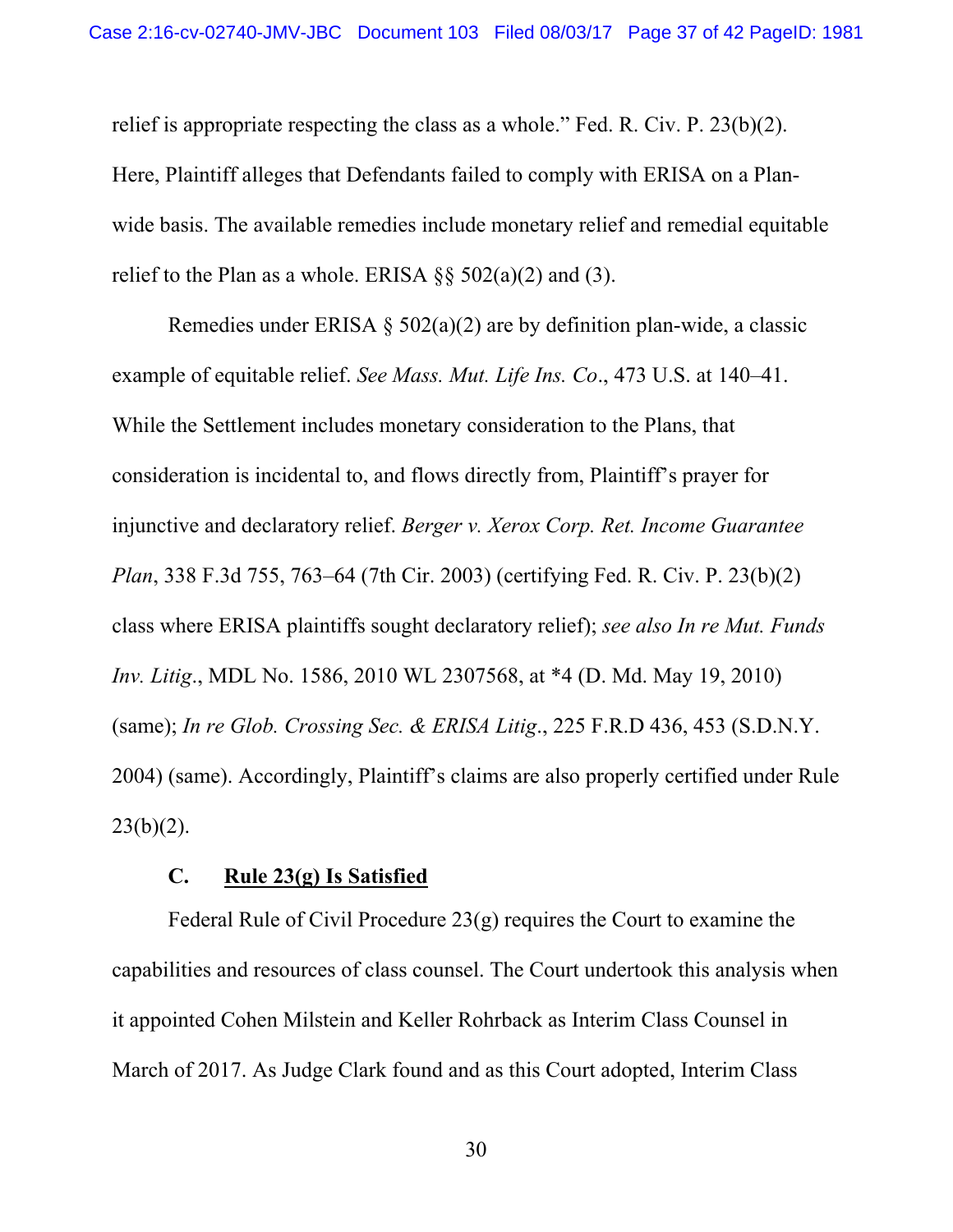relief is appropriate respecting the class as a whole." Fed. R. Civ. P. 23(b)(2). Here, Plaintiff alleges that Defendants failed to comply with ERISA on a Plan-wide basis. The available remedies include monetary relief and remedial equitable relief to the Plan as a whole. ERISA §§ 502(a)(2) and (3).

Remedies under ERISA § 502(a)(2) are by definition plan-wide, a classic example of equitable relief. *See Mass. Mut. Life Ins. Co*., 473 U.S. at 140–41. While the Settlement includes monetary consideration to the Plans, that consideration is incidental to, and flows directly from, Plaintiff's prayer for injunctive and declaratory relief. *Berger v. Xerox Corp. Ret. Income Guarantee Plan*, 338 F.3d 755, 763–64 (7th Cir. 2003) (certifying Fed. R. Civ. P. 23(b)(2) class where ERISA plaintiffs sought declaratory relief); *see also In re Mut. Funds Inv. Litig*., MDL No. 1586, 2010 WL 2307568, at *4 (D. Md. May 19, 2010) (same); *In re Glob. Crossing Sec. & ERISA Litig*., 225 F.R.D 436, 453 (S.D.N.Y. 2004) (same). Accordingly, Plaintiff's claims are also properly certified under Rule 23(b)(2).

### C. Rule 23(g) Is Satisfied

Federal Rule of Civil Procedure 23(g) requires the Court to examine the capabilities and resources of class counsel. The Court undertook this analysis when it appointed Cohen Milstein and Keller Rohrback as Interim Class Counsel in March of 2017. As Judge Clark found and as this Court adopted, Interim Class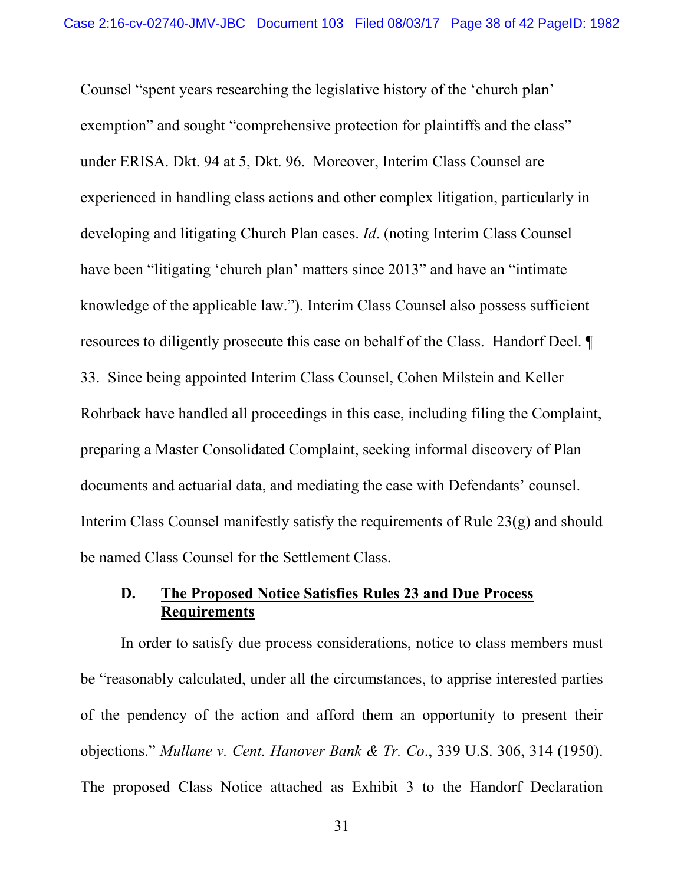Counsel "spent years researching the legislative history of the 'church plan' exemption" and sought "comprehensive protection for plaintiffs and the class" under ERISA. Dkt. 94 at 5, Dkt. 96. Moreover, Interim Class Counsel are experienced in handling class actions and other complex litigation, particularly in developing and litigating Church Plan cases. *Id*. (noting Interim Class Counsel have been "litigating 'church plan' matters since 2013" and have an "intimate knowledge of the applicable law."). Interim Class Counsel also possess sufficient resources to diligently prosecute this case on behalf of the Class. Handorf Decl. ¶ 33. Since being appointed Interim Class Counsel, Cohen Milstein and Keller Rohrback have handled all proceedings in this case, including filing the Complaint, preparing a Master Consolidated Complaint, seeking informal discovery of Plan documents and actuarial data, and mediating the case with Defendants' counsel. Interim Class Counsel manifestly satisfy the requirements of Rule 23(g) and should be named Class Counsel for the Settlement Class.

### D. <u>The Proposed Notice Satisfies Rules 23 and Due Process Requirements</u>

In order to satisfy due process considerations, notice to class members must be "reasonably calculated, under all the circumstances, to apprise interested parties of the pendency of the action and afford them an opportunity to present their objections." *Mullane v. Cent. Hanover Bank & Tr. Co.*, 339 U.S. 306, 314 (1950). The proposed Class Notice attached as Exhibit 3 to the Handorf Declaration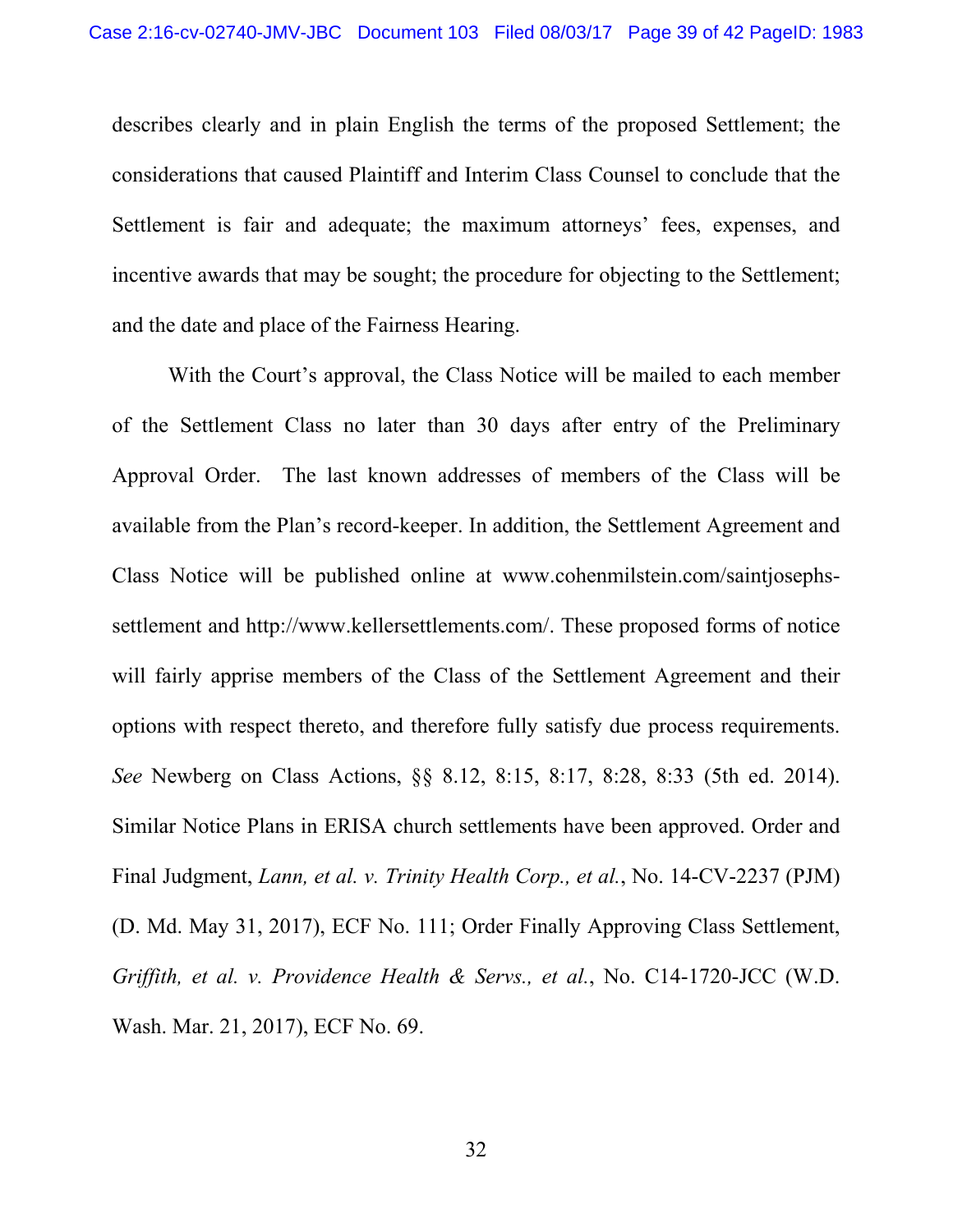describes clearly and in plain English the terms of the proposed Settlement; the considerations that caused Plaintiff and Interim Class Counsel to conclude that the Settlement is fair and adequate; the maximum attorneys' fees, expenses, and incentive awards that may be sought; the procedure for objecting to the Settlement; and the date and place of the Fairness Hearing.

With the Court's approval, the Class Notice will be mailed to each member of the Settlement Class no later than 30 days after entry of the Preliminary Approval Order. The last known addresses of members of the Class will be available from the Plan's record-keeper. In addition, the Settlement Agreement and Class Notice will be published online at www.cohenmilstein.com/saintjosephs-settlement and http://www.kellersettlements.com/. These proposed forms of notice will fairly apprise members of the Class of the Settlement Agreement and their options with respect thereto, and therefore fully satisfy due process requirements. *See* Newberg on Class Actions, §§ 8.12, 8:15, 8:17, 8:28, 8:33 (5th ed. 2014). Similar Notice Plans in ERISA church settlements have been approved. Order and Final Judgment, *Lann, et al. v. Trinity Health Corp., et al.*, No. 14-CV-2237 (PJM) (D. Md. May 31, 2017), ECF No. 111; Order Finally Approving Class Settlement, *Griffith, et al. v. Providence Health & Servs., et al.*, No. C14-1720-JCC (W.D. Wash. Mar. 21, 2017), ECF No. 69.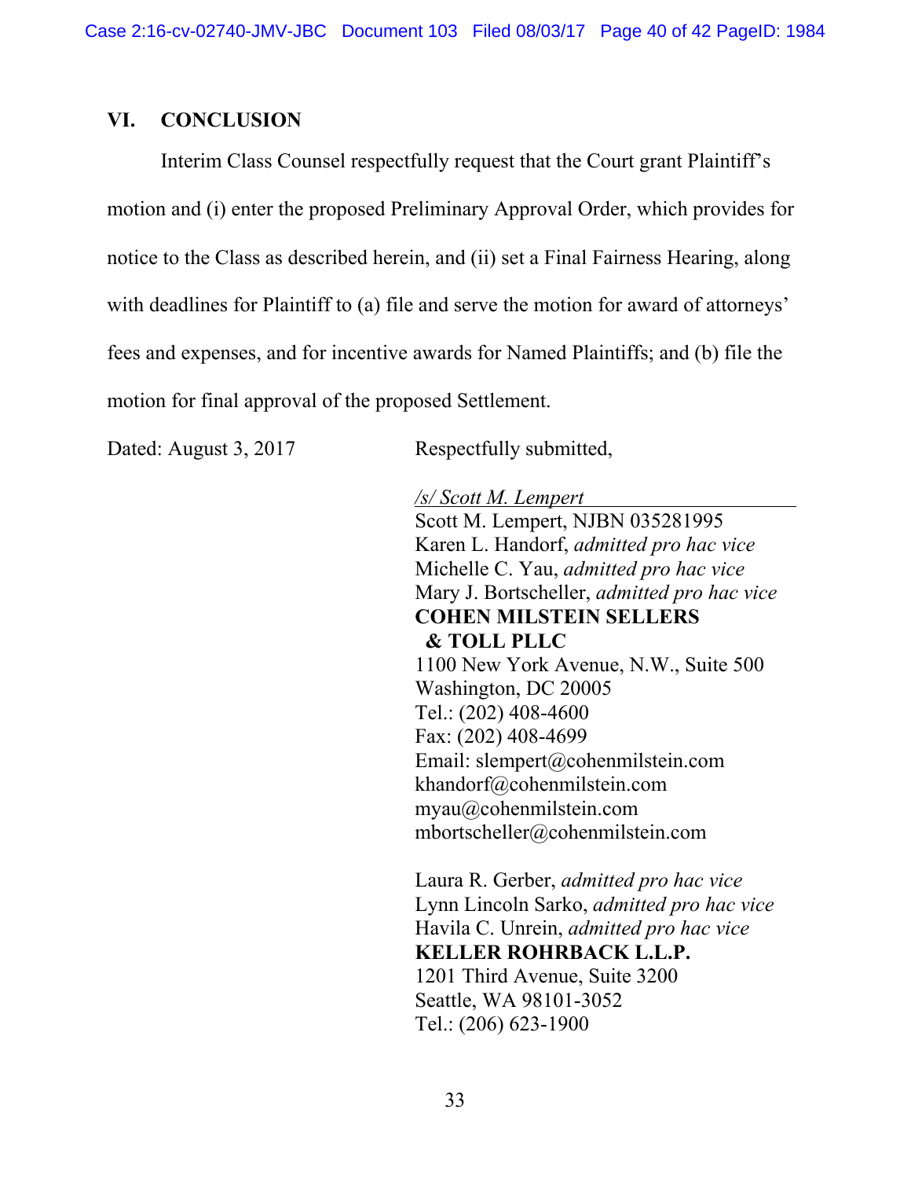## VI. CONCLUSION

Interim Class Counsel respectfully request that the Court grant Plaintiff's motion and (i) enter the proposed Preliminary Approval Order, which provides for notice to the Class as described herein, and (ii) set a Final Fairness Hearing, along with deadlines for Plaintiff to (a) file and serve the motion for award of attorneys' fees and expenses, and for incentive awards for Named Plaintiffs; and (b) file the motion for final approval of the proposed Settlement.

Dated: August 3, 2017

Respectfully submitted,

*/s/ Scott M. Lempert*
Scott M. Lempert, NJBN 035281995
Karen L. Handorf, *admitted pro hac vice*
Michelle C. Yau, *admitted pro hac vice*
Mary J. Bortscheller, *admitted pro hac vice*
**COHEN MILSTEIN SELLERS & TOLL PLLC**
1100 New York Avenue, N.W., Suite 500
Washington, DC 20005
Tel.: (202) 408-4600
Fax: (202) 408-4699
Email: slempert@cohenmilstein.com
khandorf@cohenmilstein.com
myau@cohenmilstein.com
mbortscheller@cohenmilstein.com

Laura R. Gerber, *admitted pro hac vice*
Lynn Lincoln Sarko, *admitted pro hac vice*
Havila C. Unrein, *admitted pro hac vice*
**KELLER ROHRBACK L.L.P.**
1201 Third Avenue, Suite 3200
Seattle, WA 98101-3052
Tel.: (206) 623-1900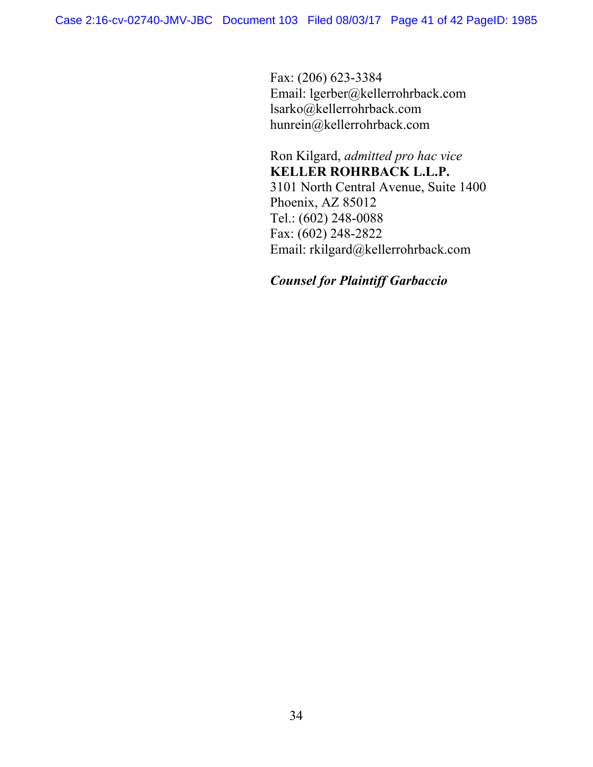Fax: (206) 623-3384
Email: lgerber@kellerrohrback.com
lsarko@kellerrohrback.com
hunrein@kellerrohrback.com

Ron Kilgard, *admitted pro hac vice*
**KELLER ROHRBACK L.L.P.**
3101 North Central Avenue, Suite 1400
Phoenix, AZ 85012
Tel.: (602) 248-0088
Fax: (602) 248-2822
Email: rkilgard@kellerrohrback.com

***Counsel for Plaintiff Garbaccio***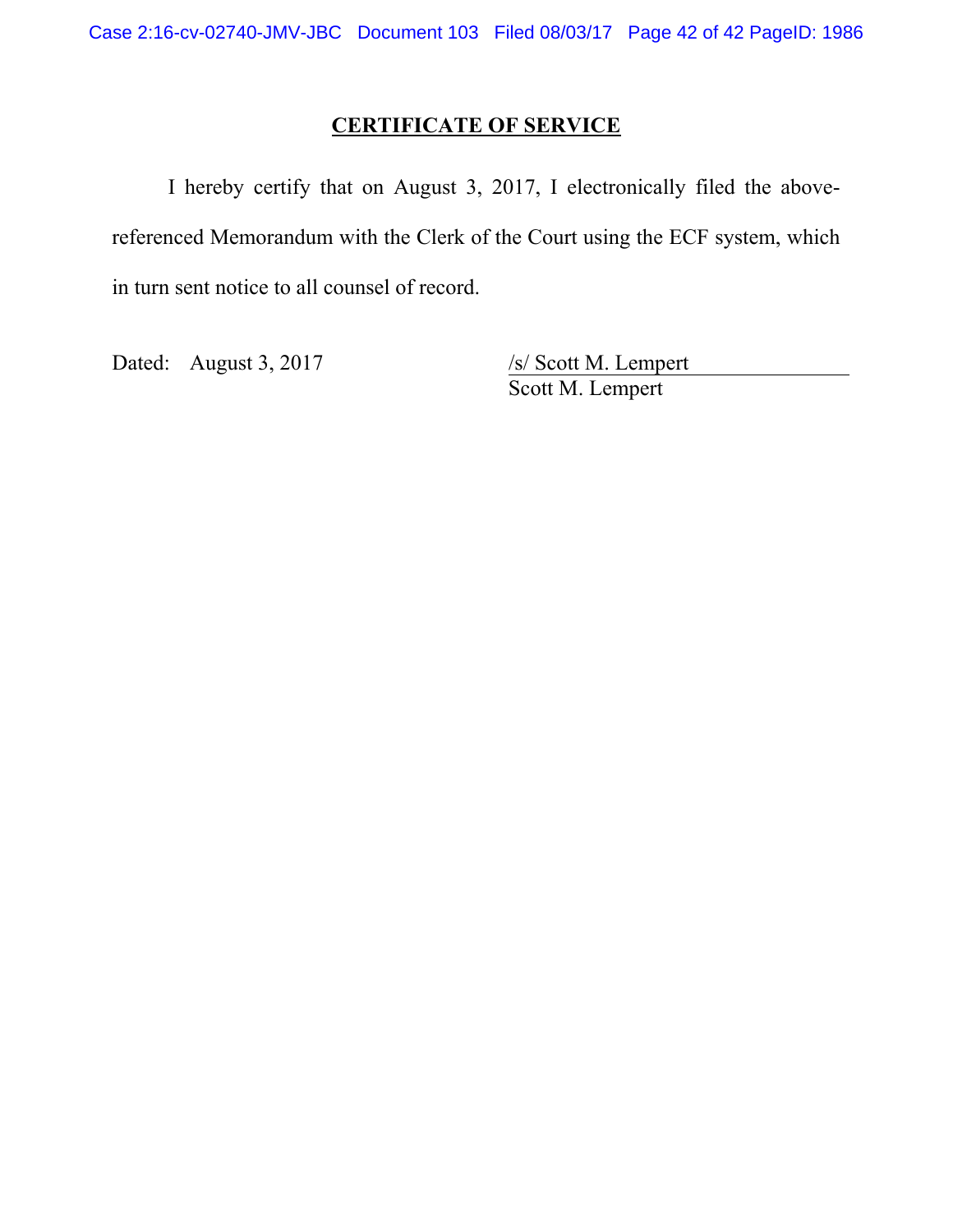# CERTIFICATE OF SERVICE

I hereby certify that on August 3, 2017, I electronically filed the above-referenced Memorandum with the Clerk of the Court using the ECF system, which in turn sent notice to all counsel of record.

Dated: August 3, 2017

/s/ Scott M. Lempert
Scott M. Lempert